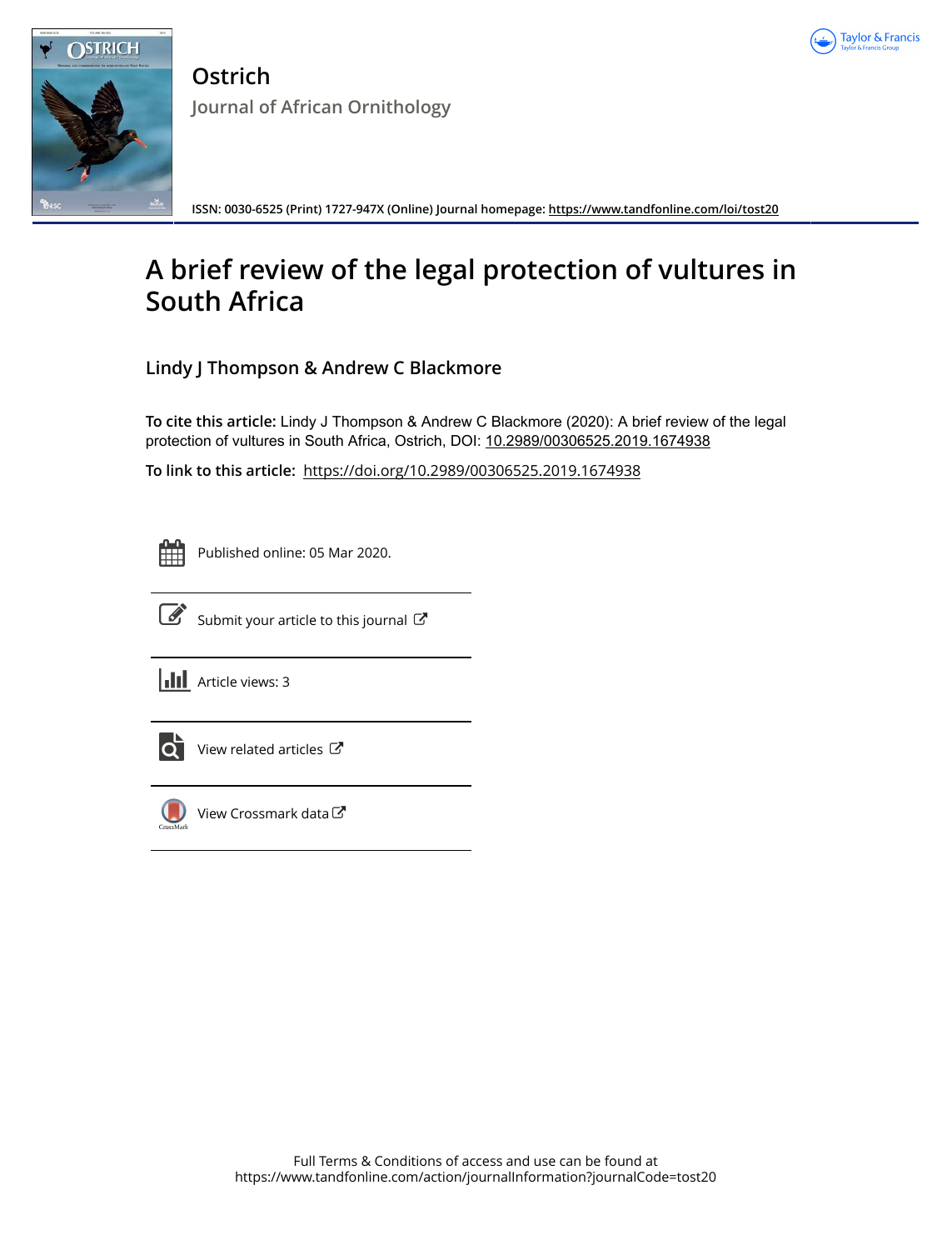# Ostrich

## Journal of African Ornithology

**ISSN: 0030-6525 (Print) 1727-947X (Online) Journal homepage: https://www.tandfonline.com/loi/tost20**

# A brief review of the legal protection of vultures in South Africa

**Lindy J Thompson & Andrew C Blackmore**

**To cite this article:** Lindy J Thompson & Andrew C Blackmore (2020): A brief review of the legal protection of vultures in South Africa, Ostrich, DOI: 10.2989/00306525.2019.1674938

**To link to this article:** https://doi.org/10.2989/00306525.2019.1674938

Published online: 05 Mar 2020.

Submit your article to this journal

Article views: 3

View related articles

View Crossmark data

Full Terms & Conditions of access and use can be found at https://www.tandfonline.com/action/journalInformation?journalCode=tost20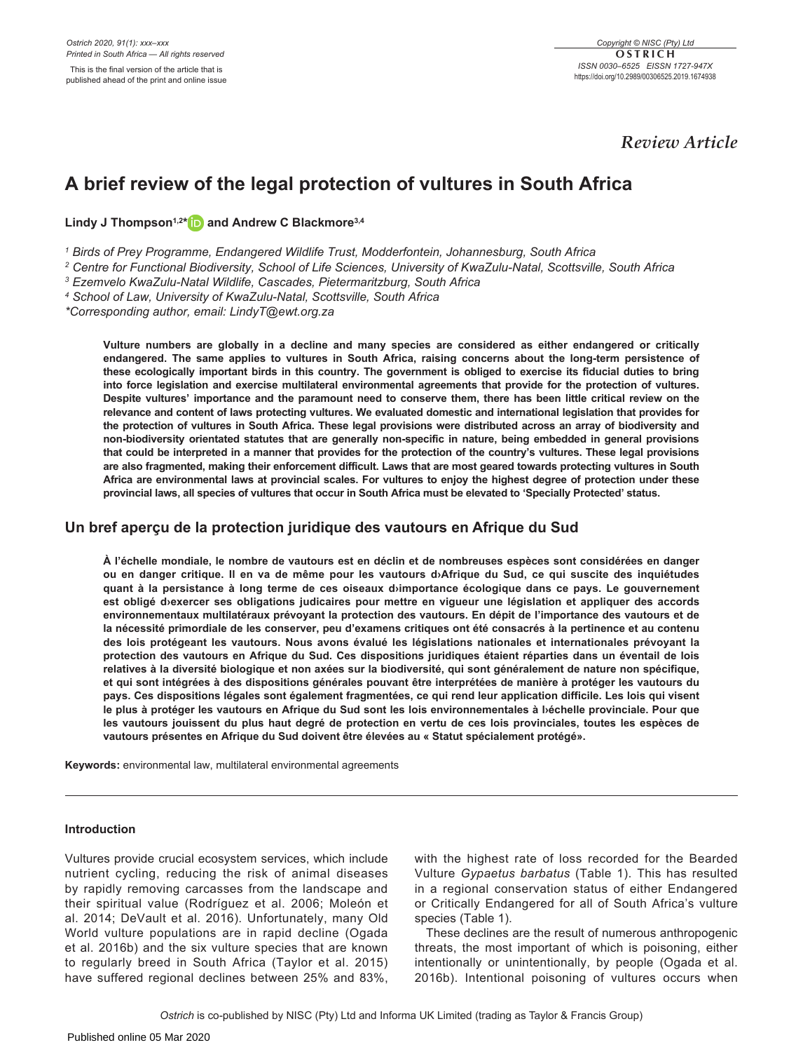*Review Article*

# A brief review of the legal protection of vultures in South Africa

**Lindy J Thompson[1,2]* and Andrew C Blackmore[3,4]**

[1] Birds of Prey Programme, Endangered Wildlife Trust, Modderfontein, Johannesburg, South Africa
[2] Centre for Functional Biodiversity, School of Life Sciences, University of KwaZulu-Natal, Scottsville, South Africa
[3] Ezemvelo KwaZulu-Natal Wildlife, Cascades, Pietermaritzburg, South Africa
[4] School of Law, University of KwaZulu-Natal, Scottsville, South Africa
*Corresponding author, email: LindyT@ewt.org.za

**Vulture numbers are globally in a decline and many species are considered as either endangered or critically endangered. The same applies to vultures in South Africa, raising concerns about the long-term persistence of these ecologically important birds in this country. The government is obliged to exercise its fiducial duties to bring into force legislation and exercise multilateral environmental agreements that provide for the protection of vultures. Despite vultures' importance and the paramount need to conserve them, there has been little critical review on the relevance and content of laws protecting vultures. We evaluated domestic and international legislation that provides for the protection of vultures in South Africa. These legal provisions were distributed across an array of biodiversity and non-biodiversity orientated statutes that are generally non-specific in nature, being embedded in general provisions that could be interpreted in a manner that provides for the protection of the country's vultures. These legal provisions are also fragmented, making their enforcement difficult. Laws that are most geared towards protecting vultures in South Africa are environmental laws at provincial scales. For vultures to enjoy the highest degree of protection under these provincial laws, all species of vultures that occur in South Africa must be elevated to 'Specially Protected' status.**

## Un bref aperçu de la protection juridique des vautours en Afrique du Sud

**À l'échelle mondiale, le nombre de vautours est en déclin et de nombreuses espèces sont considérées en danger ou en danger critique. Il en va de même pour les vautours d›Afrique du Sud, ce qui suscite des inquiétudes quant à la persistance à long terme de ces oiseaux d›importance écologique dans ce pays. Le gouvernement est obligé d›exercer ses obligations judicaires pour mettre en vigueur une législation et appliquer des accords environnementaux multilatéraux prévoyant la protection des vautours. En dépit de l'importance des vautours et de la nécessité primordiale de les conserver, peu d'examens critiques ont été consacrés à la pertinence et au contenu des lois protégeant les vautours. Nous avons évalué les législations nationales et internationales prévoyant la protection des vautours en Afrique du Sud. Ces dispositions juridiques étaient réparties dans un éventail de lois relatives à la diversité biologique et non axées sur la biodiversité, qui sont généralement de nature non spécifique, et qui sont intégrées à des dispositions générales pouvant être interprétées de manière à protéger les vautours du pays. Ces dispositions légales sont également fragmentées, ce qui rend leur application difficile. Les lois qui visent le plus à protéger les vautours en Afrique du Sud sont les lois environnementales à l›échelle provinciale. Pour que les vautours jouissent du plus haut degré de protection en vertu de ces lois provinciales, toutes les espèces de vautours présentes en Afrique du Sud doivent être élevées au « Statut spécialement protégé».**

**Keywords:** environmental law, multilateral environmental agreements

### Introduction

Vultures provide crucial ecosystem services, which include nutrient cycling, reducing the risk of animal diseases by rapidly removing carcasses from the landscape and their spiritual value (Rodríguez et al. 2006; Moleón et al. 2014; DeVault et al. 2016). Unfortunately, many Old World vulture populations are in rapid decline (Ogada et al. 2016b) and the six vulture species that are known to regularly breed in South Africa (Taylor et al. 2015) have suffered regional declines between 25% and 83%, with the highest rate of loss recorded for the Bearded Vulture *Gypaetus barbatus* (Table 1). This has resulted in a regional conservation status of either Endangered or Critically Endangered for all of South Africa's vulture species (Table 1).

These declines are the result of numerous anthropogenic threats, the most important of which is poisoning, either intentionally or unintentionally, by people (Ogada et al. 2016b). Intentional poisoning of vultures occurs when

*Ostrich* is co-published by NISC (Pty) Ltd and Informa UK Limited (trading as Taylor & Francis Group)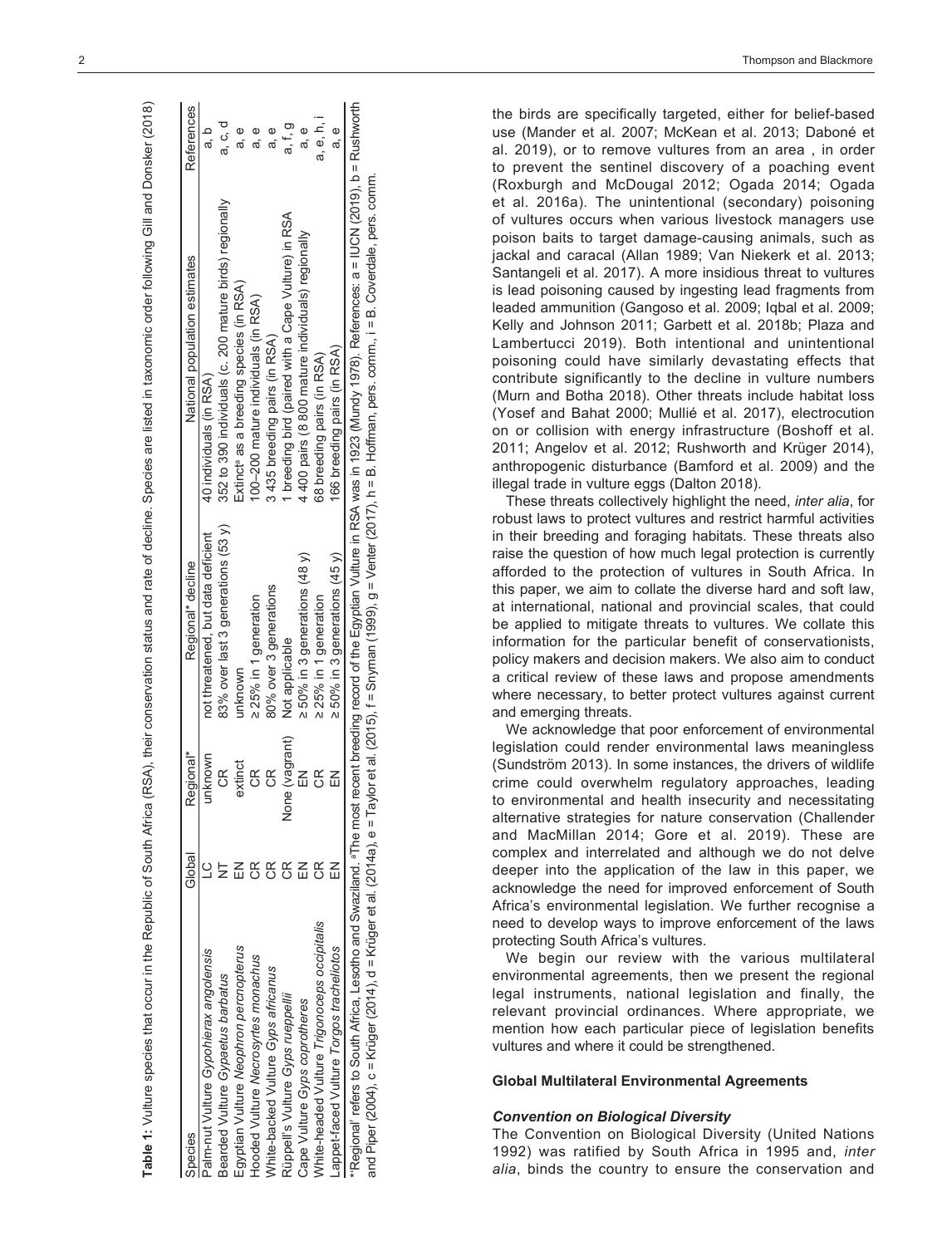**Table 1:** Vulture species that occur in the Republic of South Africa (RSA), their conservation status and rate of decline. Species are listed in taxonomic order following Gill and Donsker (2018)

| Species | Global | Regional* | Regional* decline | National population estimates | References |
|---|---|---|---|---|---|
| Palm-nut Vulture *Gypohierax angolensis* | LC | unknown | not threatened, but data deficient | 40 individuals (in RSA) | a, b |
| Bearded Vulture *Gypaetus barbatus* | NT | CR | 83% over last 3 generations (53 y) | 352 to 390 individuals (c. 200 mature birds) regionally | a, c, d |
| Egyptian Vulture *Neophron percnopterus* | EN | extinct | unknown | Extinct[a] as a breeding species (in RSA) | a, e |
| Hooded Vulture *Necrosyrtes monachus* | CR | CR | ≥25% in 1 generation | 100–200 mature individuals (in RSA) | a, e |
| White-backed Vulture *Gyps africanus* | CR | CR | 80% over 3 generations | 3 435 breeding pairs (in RSA) | a, e |
| Rüppell's Vulture *Gyps rueppellii* | CR | None (vagrant) | Not applicable | 1 breeding bird (paired with a Cape Vulture) in RSA | a, f, g |
| Cape Vulture *Gyps coprotheres* | EN | EN | ≥ 50% in 3 generations (48 y) | 4 400 pairs (8 800 mature individuals) regionally | a, e |
| White-headed Vulture *Trigonoceps occipitalis* | CR | CR | ≥25% in 1 generation | 68 breeding pairs (in RSA) | a, e, h, i |
| Lappet-faced Vulture *Torgos tracheliotos* | EN | EN | ≥ 50% in 3 generations (45 y) | 166 breeding pairs (in RSA) | a, e |

*'Regional' refers to South Africa, Lesotho and Swaziland. [a]The most recent breeding record of the Egyptian Vulture in RSA was in 1923 (Mundy 1978). References: a = IUCN (2019), b = Rushworth and Piper (2004), c = Krüger (2014), d = Krüger et al. (2014a), e = Taylor et al. (2015), f = Snyman (1999), g = Venter (2017), h = B. Hoffman, pers. comm., i = B. Coverdale, pers. comm.

the birds are specifically targeted, either for belief-based use (Mander et al. 2007; McKean et al. 2013; Daboné et al. 2019), or to remove vultures from an area , in order to prevent the sentinel discovery of a poaching event (Roxburgh and McDougal 2012; Ogada 2014; Ogada et al. 2016a). The unintentional (secondary) poisoning of vultures occurs when various livestock managers use poison baits to target damage-causing animals, such as jackal and caracal (Allan 1989; Van Niekerk et al. 2013; Santangeli et al. 2017). A more insidious threat to vultures is lead poisoning caused by ingesting lead fragments from leaded ammunition (Gangoso et al. 2009; Iqbal et al. 2009; Kelly and Johnson 2011; Garbett et al. 2018b; Plaza and Lambertucci 2019). Both intentional and unintentional poisoning could have similarly devastating effects that contribute significantly to the decline in vulture numbers (Murn and Botha 2018). Other threats include habitat loss (Yosef and Bahat 2000; Mullié et al. 2017), electrocution on or collision with energy infrastructure (Boshoff et al. 2011; Angelov et al. 2012; Rushworth and Krüger 2014), anthropogenic disturbance (Bamford et al. 2009) and the illegal trade in vulture eggs (Dalton 2018).

These threats collectively highlight the need, *inter alia*, for robust laws to protect vultures and restrict harmful activities in their breeding and foraging habitats. These threats also raise the question of how much legal protection is currently afforded to the protection of vultures in South Africa. In this paper, we aim to collate the diverse hard and soft law, at international, national and provincial scales, that could be applied to mitigate threats to vultures. We collate this information for the particular benefit of conservationists, policy makers and decision makers. We also aim to conduct a critical review of these laws and propose amendments where necessary, to better protect vultures against current and emerging threats.

We acknowledge that poor enforcement of environmental legislation could render environmental laws meaningless (Sundström 2013). In some instances, the drivers of wildlife crime could overwhelm regulatory approaches, leading to environmental and health insecurity and necessitating alternative strategies for nature conservation (Challender and MacMillan 2014; Gore et al. 2019). These are complex and interrelated and although we do not delve deeper into the application of the law in this paper, we acknowledge the need for improved enforcement of South Africa's environmental legislation. We further recognise a need to develop ways to improve enforcement of the laws protecting South Africa's vultures.

We begin our review with the various multilateral environmental agreements, then we present the regional legal instruments, national legislation and finally, the relevant provincial ordinances. Where appropriate, we mention how each particular piece of legislation benefits vultures and where it could be strengthened.

## Global Multilateral Environmental Agreements

### *Convention on Biological Diversity*

The Convention on Biological Diversity (United Nations 1992) was ratified by South Africa in 1995 and, *inter alia*, binds the country to ensure the conservation and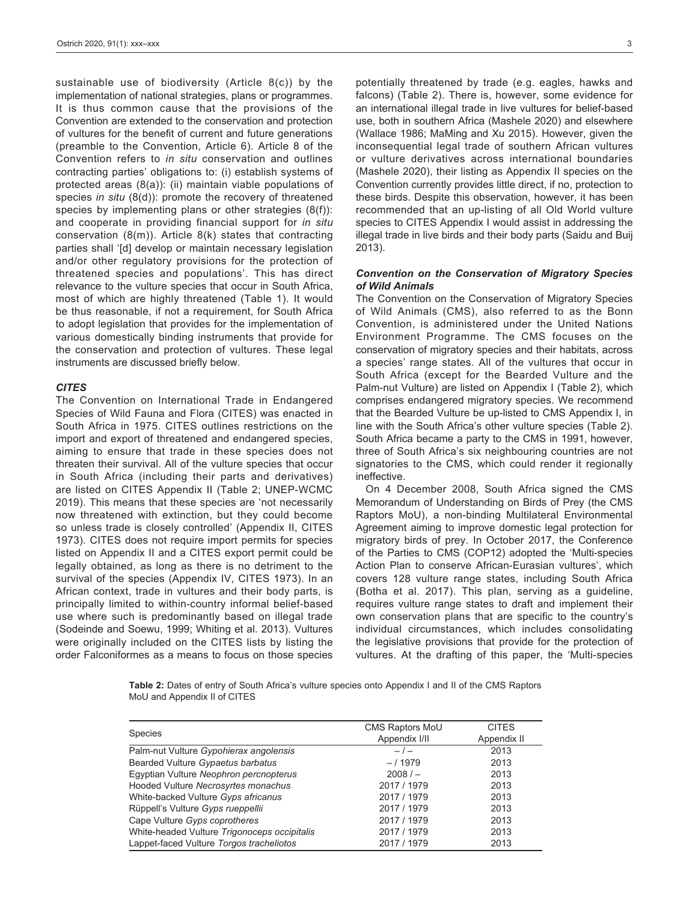sustainable use of biodiversity (Article 8(c)) by the implementation of national strategies, plans or programmes. It is thus common cause that the provisions of the Convention are extended to the conservation and protection of vultures for the benefit of current and future generations (preamble to the Convention, Article 6). Article 8 of the Convention refers to *in situ* conservation and outlines contracting parties' obligations to: (i) establish systems of protected areas (8(a)): (ii) maintain viable populations of species *in situ* (8(d)): promote the recovery of threatened species by implementing plans or other strategies (8(f)): and cooperate in providing financial support for *in situ* conservation (8(m)). Article 8(k) states that contracting parties shall '[d] develop or maintain necessary legislation and/or other regulatory provisions for the protection of threatened species and populations'. This has direct relevance to the vulture species that occur in South Africa, most of which are highly threatened (Table 1). It would be thus reasonable, if not a requirement, for South Africa to adopt legislation that provides for the implementation of various domestically binding instruments that provide for the conservation and protection of vultures. These legal instruments are discussed briefly below.

### *CITES*

The Convention on International Trade in Endangered Species of Wild Fauna and Flora (CITES) was enacted in South Africa in 1975. CITES outlines restrictions on the import and export of threatened and endangered species, aiming to ensure that trade in these species does not threaten their survival. All of the vulture species that occur in South Africa (including their parts and derivatives) are listed on CITES Appendix II (Table 2; UNEP-WCMC 2019). This means that these species are 'not necessarily now threatened with extinction, but they could become so unless trade is closely controlled' (Appendix II, CITES 1973). CITES does not require import permits for species listed on Appendix II and a CITES export permit could be legally obtained, as long as there is no detriment to the survival of the species (Appendix IV, CITES 1973). In an African context, trade in vultures and their body parts, is principally limited to within-country informal belief-based use where such is predominantly based on illegal trade (Sodeinde and Soewu, 1999; Whiting et al. 2013). Vultures were originally included on the CITES lists by listing the order Falconiformes as a means to focus on those species potentially threatened by trade (e.g. eagles, hawks and falcons) (Table 2). There is, however, some evidence for an international illegal trade in live vultures for belief-based use, both in southern Africa (Mashele 2020) and elsewhere (Wallace 1986; MaMing and Xu 2015). However, given the inconsequential legal trade of southern African vultures or vulture derivatives across international boundaries (Mashele 2020), their listing as Appendix II species on the Convention currently provides little direct, if no, protection to these birds. Despite this observation, however, it has been recommended that an up-listing of all Old World vulture species to CITES Appendix I would assist in addressing the illegal trade in live birds and their body parts (Saidu and Buij 2013).

### *Convention on the Conservation of Migratory Species of Wild Animals*

The Convention on the Conservation of Migratory Species of Wild Animals (CMS), also referred to as the Bonn Convention, is administered under the United Nations Environment Programme. The CMS focuses on the conservation of migratory species and their habitats, across a species' range states. All of the vultures that occur in South Africa (except for the Bearded Vulture and the Palm-nut Vulture) are listed on Appendix I (Table 2), which comprises endangered migratory species. We recommend that the Bearded Vulture be up-listed to CMS Appendix I, in line with the South Africa's other vulture species (Table 2). South Africa became a party to the CMS in 1991, however, three of South Africa's six neighbouring countries are not signatories to the CMS, which could render it regionally ineffective.

On 4 December 2008, South Africa signed the CMS Memorandum of Understanding on Birds of Prey (the CMS Raptors MoU), a non-binding Multilateral Environmental Agreement aiming to improve domestic legal protection for migratory birds of prey. In October 2017, the Conference of the Parties to CMS (COP12) adopted the 'Multi-species Action Plan to conserve African-Eurasian vultures', which covers 128 vulture range states, including South Africa (Botha et al. 2017). This plan, serving as a guideline, requires vulture range states to draft and implement their own conservation plans that are specific to the country's individual circumstances, which includes consolidating the legislative provisions that provide for the protection of vultures. At the drafting of this paper, the 'Multi-species

**Table 2:** Dates of entry of South Africa's vulture species onto Appendix I and II of the CMS Raptors MoU and Appendix II of CITES

| Species | CMS Raptors MoU Appendix I/II | CITES Appendix II |
|---|---|---|
| Palm-nut Vulture *Gypohierax angolensis* | – / – | 2013 |
| Bearded Vulture *Gypaetus barbatus* | – / 1979 | 2013 |
| Egyptian Vulture *Neophron percnopterus* | 2008 / – | 2013 |
| Hooded Vulture *Necrosyrtes monachus* | 2017 / 1979 | 2013 |
| White-backed Vulture *Gyps africanus* | 2017 / 1979 | 2013 |
| Rüppell's Vulture *Gyps rueppellii* | 2017 / 1979 | 2013 |
| Cape Vulture *Gyps coprotheres* | 2017 / 1979 | 2013 |
| White-headed Vulture *Trigonoceps occipitalis* | 2017 / 1979 | 2013 |
| Lappet-faced Vulture *Torgos tracheliotos* | 2017 / 1979 | 2013 |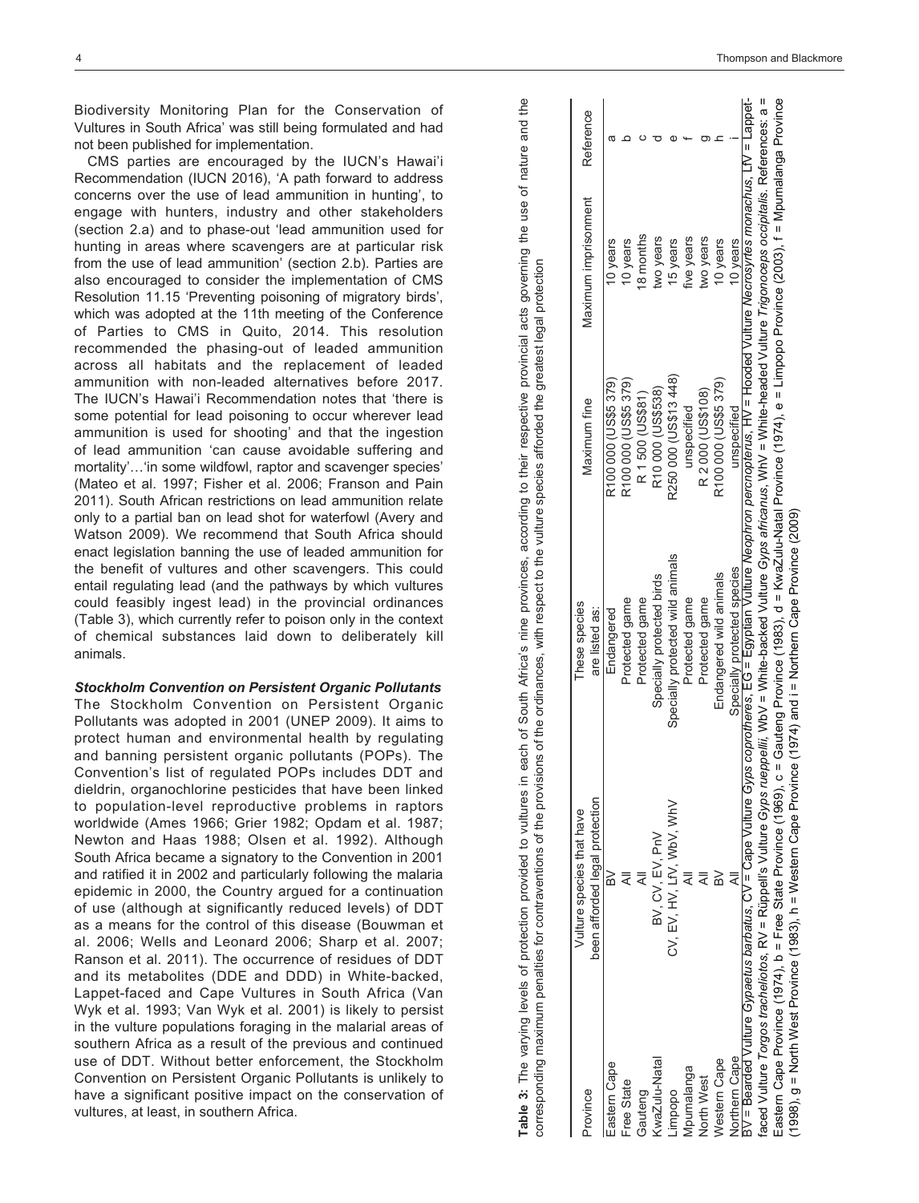Biodiversity Monitoring Plan for the Conservation of Vultures in South Africa' was still being formulated and had not been published for implementation.

CMS parties are encouraged by the IUCN's Hawai'i Recommendation (IUCN 2016), 'A path forward to address concerns over the use of lead ammunition in hunting', to engage with hunters, industry and other stakeholders (section 2.a) and to phase-out 'lead ammunition used for hunting in areas where scavengers are at particular risk from the use of lead ammunition' (section 2.b). Parties are also encouraged to consider the implementation of CMS Resolution 11.15 'Preventing poisoning of migratory birds', which was adopted at the 11th meeting of the Conference of Parties to CMS in Quito, 2014. This resolution recommended the phasing-out of leaded ammunition across all habitats and the replacement of leaded ammunition with non-leaded alternatives before 2017. The IUCN's Hawai'i Recommendation notes that 'there is some potential for lead poisoning to occur wherever lead ammunition is used for shooting' and that the ingestion of lead ammunition 'can cause avoidable suffering and mortality'…'in some wildfowl, raptor and scavenger species' (Mateo et al. 1997; Fisher et al. 2006; Franson and Pain 2011). South African restrictions on lead ammunition relate only to a partial ban on lead shot for waterfowl (Avery and Watson 2009). We recommend that South Africa should enact legislation banning the use of leaded ammunition for the benefit of vultures and other scavengers. This could entail regulating lead (and the pathways by which vultures could feasibly ingest lead) in the provincial ordinances (Table 3), which currently refer to poison only in the context of chemical substances laid down to deliberately kill animals.

### *Stockholm Convention on Persistent Organic Pollutants*

The Stockholm Convention on Persistent Organic Pollutants was adopted in 2001 (UNEP 2009). It aims to protect human and environmental health by regulating and banning persistent organic pollutants (POPs). The Convention's list of regulated POPs includes DDT and dieldrin, organochlorine pesticides that have been linked to population-level reproductive problems in raptors worldwide (Ames 1966; Grier 1982; Opdam et al. 1987; Newton and Haas 1988; Olsen et al. 1992). Although South Africa became a signatory to the Convention in 2001 and ratified it in 2002 and particularly following the malaria epidemic in 2000, the Country argued for a continuation of use (although at significantly reduced levels) of DDT as a means for the control of this disease (Bouwman et al. 2006; Wells and Leonard 2006; Sharp et al. 2007; Ranson et al. 2011). The occurrence of residues of DDT and its metabolites (DDE and DDD) in White-backed, Lappet-faced and Cape Vultures in South Africa (Van Wyk et al. 1993; Van Wyk et al. 2001) is likely to persist in the vulture populations foraging in the malarial areas of southern Africa as a result of the previous and continued use of DDT. Without better enforcement, the Stockholm Convention on Persistent Organic Pollutants is unlikely to have a significant positive impact on the conservation of vultures, at least, in southern Africa.

**Table 3:** The varying levels of protection provided to vultures in each of South Africa's nine provinces, according to their respective provincial acts governing the use of nature and the corresponding maximum penalties for contraventions of the provisions of the ordinances, with respect to the vulture species afforded the greatest legal protection

| Province | Vulture species that have been afforded legal protection | These species are listed as: | Maximum fine | Maximum imprisonment | Reference |
|---|---|---|---|---|---|
| Eastern Cape | BV | Endangered | R100 000 (US$5 379) | 10 years | a |
| Free State | All | Protected game | R100 000 (US$5 379) | 10 years | b |
| Gauteng | All | Protected game | R 1 500 (US$81) | 18 months | c |
| KwaZulu-Natal | BV, CV, EV, PnV | Specially protected birds | R10 000 (US$538) | two years | d |
| Limpopo | CV, EV, HV, LfV, WbV, WhV | Specially protected wild animals | R250 000 (US$13 448) | 15 years | e |
| Mpumalanga | All | Protected game | unspecified | five years | f |
| North West | All | Protected game | R 2 000 (US$108) | two years | g |
| Western Cape | BV | Endangered wild animals | R100 000 (US$5 379) | 10 years | h |
| Northern Cape | All | Specially protected species | unspecified | 10 years | i |

BV = Bearded Vulture *Gypaetus barbatus*, CV = Cape Vulture *Gyps coprotheres*, EG = Egyptian Vulture *Neophron percnopterus*, HV = Hooded Vulture *Necrosyrtes monachus*, LfV = Lappet-faced Vulture *Torgos tracheliotos*, RV = Rüppell's Vulture *Gyps rueppellii*, WbV = White-backed Vulture *Gyps africanus*, WhV = White-headed Vulture *Trigonoceps occipitalis*. References: a = Eastern Cape Province (1974), b = Free State Province (1969), c = Gauteng Province (1983), d = KwaZulu-Natal Province (1974), e = Limpopo Province (2003), f = Mpumalanga Province (1998), g = North West Province (1983), h = Western Cape Province (1974) and i = Northern Cape Province (2009)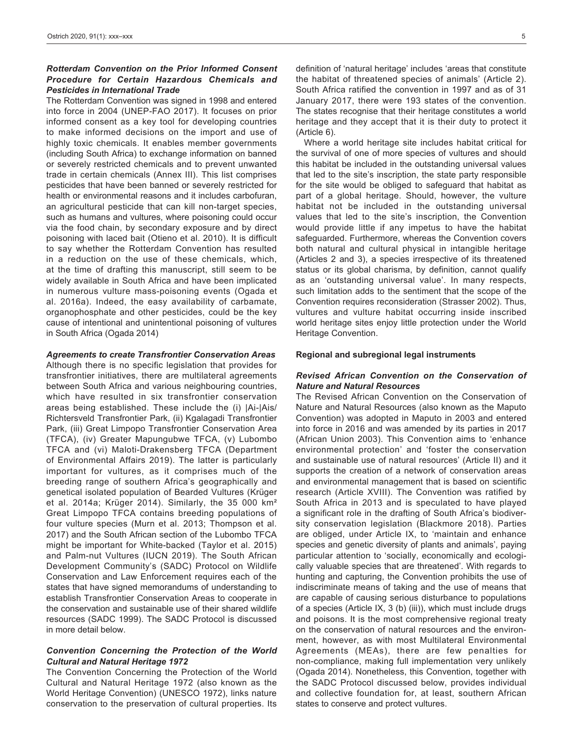### *Rotterdam Convention on the Prior Informed Consent Procedure for Certain Hazardous Chemicals and Pesticides in International Trade*

The Rotterdam Convention was signed in 1998 and entered into force in 2004 (UNEP-FAO 2017). It focuses on prior informed consent as a key tool for developing countries to make informed decisions on the import and use of highly toxic chemicals. It enables member governments (including South Africa) to exchange information on banned or severely restricted chemicals and to prevent unwanted trade in certain chemicals (Annex III). This list comprises pesticides that have been banned or severely restricted for health or environmental reasons and it includes carbofuran, an agricultural pesticide that can kill non-target species, such as humans and vultures, where poisoning could occur via the food chain, by secondary exposure and by direct poisoning with laced bait (Otieno et al. 2010). It is difficult to say whether the Rotterdam Convention has resulted in a reduction on the use of these chemicals, which, at the time of drafting this manuscript, still seem to be widely available in South Africa and have been implicated in numerous vulture mass-poisoning events (Ogada et al. 2016a). Indeed, the easy availability of carbamate, organophosphate and other pesticides, could be the key cause of intentional and unintentional poisoning of vultures in South Africa (Ogada 2014)

### *Agreements to create Transfrontier Conservation Areas*

Although there is no specific legislation that provides for transfrontier initiatives, there are multilateral agreements between South Africa and various neighbouring countries, which have resulted in six transfrontier conservation areas being established. These include the (i) |Ai-|Ais/Richtersveld Transfrontier Park, (ii) Kgalagadi Transfrontier Park, (iii) Great Limpopo Transfrontier Conservation Area (TFCA), (iv) Greater Mapungubwe TFCA, (v) Lubombo TFCA and (vi) Maloti-Drakensberg TFCA (Department of Environmental Affairs 2019). The latter is particularly important for vultures, as it comprises much of the breeding range of southern Africa's geographically and genetical isolated population of Bearded Vultures (Krüger et al. 2014a; Krüger 2014). Similarly, the 35 000 km² Great Limpopo TFCA contains breeding populations of four vulture species (Murn et al. 2013; Thompson et al. 2017) and the South African section of the Lubombo TFCA might be important for White-backed (Taylor et al. 2015) and Palm-nut Vultures (IUCN 2019). The South African Development Community's (SADC) Protocol on Wildlife Conservation and Law Enforcement requires each of the states that have signed memorandums of understanding to establish Transfrontier Conservation Areas to cooperate in the conservation and sustainable use of their shared wildlife resources (SADC 1999). The SADC Protocol is discussed in more detail below.

### *Convention Concerning the Protection of the World Cultural and Natural Heritage 1972*

The Convention Concerning the Protection of the World Cultural and Natural Heritage 1972 (also known as the World Heritage Convention) (UNESCO 1972), links nature conservation to the preservation of cultural properties. Its definition of 'natural heritage' includes 'areas that constitute the habitat of threatened species of animals' (Article 2). South Africa ratified the convention in 1997 and as of 31 January 2017, there were 193 states of the convention. The states recognise that their heritage constitutes a world heritage and they accept that it is their duty to protect it (Article 6).

Where a world heritage site includes habitat critical for the survival of one of more species of vultures and should this habitat be included in the outstanding universal values that led to the site's inscription, the state party responsible for the site would be obliged to safeguard that habitat as part of a global heritage. Should, however, the vulture habitat not be included in the outstanding universal values that led to the site's inscription, the Convention would provide little if any impetus to have the habitat safeguarded. Furthermore, whereas the Convention covers both natural and cultural physical in intangible heritage (Articles 2 and 3), a species irrespective of its threatened status or its global charisma, by definition, cannot qualify as an 'outstanding universal value'. In many respects, such limitation adds to the sentiment that the scope of the Convention requires reconsideration (Strasser 2002). Thus, vultures and vulture habitat occurring inside inscribed world heritage sites enjoy little protection under the World Heritage Convention.

## Regional and subregional legal instruments

### *Revised African Convention on the Conservation of Nature and Natural Resources*

The Revised African Convention on the Conservation of Nature and Natural Resources (also known as the Maputo Convention) was adopted in Maputo in 2003 and entered into force in 2016 and was amended by its parties in 2017 (African Union 2003). This Convention aims to 'enhance environmental protection' and 'foster the conservation and sustainable use of natural resources' (Article II) and it supports the creation of a network of conservation areas and environmental management that is based on scientific research (Article XVIII). The Convention was ratified by South Africa in 2013 and is speculated to have played a significant role in the drafting of South Africa's biodiversity conservation legislation (Blackmore 2018). Parties are obliged, under Article IX, to 'maintain and enhance species and genetic diversity of plants and animals', paying particular attention to 'socially, economically and ecologically valuable species that are threatened'. With regards to hunting and capturing, the Convention prohibits the use of indiscriminate means of taking and the use of means that are capable of causing serious disturbance to populations of a species (Article IX, 3 (b) (iii)), which must include drugs and poisons. It is the most comprehensive regional treaty on the conservation of natural resources and the environment, however, as with most Multilateral Environmental Agreements (MEAs), there are few penalties for non-compliance, making full implementation very unlikely (Ogada 2014). Nonetheless, this Convention, together with the SADC Protocol discussed below, provides individual and collective foundation for, at least, southern African states to conserve and protect vultures.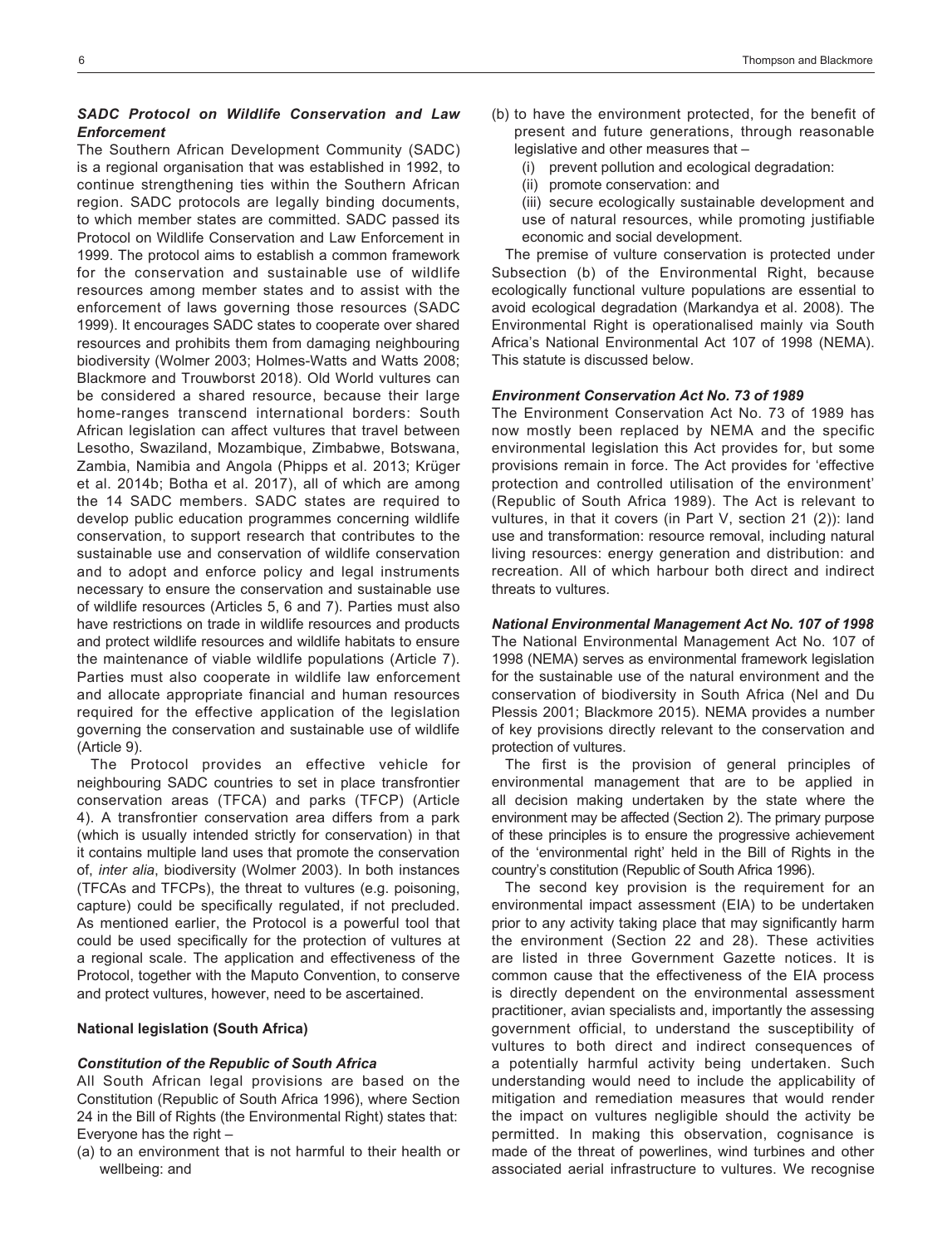### *SADC Protocol on Wildlife Conservation and Law Enforcement*

The Southern African Development Community (SADC) is a regional organisation that was established in 1992, to continue strengthening ties within the Southern African region. SADC protocols are legally binding documents, to which member states are committed. SADC passed its Protocol on Wildlife Conservation and Law Enforcement in 1999. The protocol aims to establish a common framework for the conservation and sustainable use of wildlife resources among member states and to assist with the enforcement of laws governing those resources (SADC 1999). It encourages SADC states to cooperate over shared resources and prohibits them from damaging neighbouring biodiversity (Wolmer 2003; Holmes-Watts and Watts 2008; Blackmore and Trouwborst 2018). Old World vultures can be considered a shared resource, because their large home-ranges transcend international borders: South African legislation can affect vultures that travel between Lesotho, Swaziland, Mozambique, Zimbabwe, Botswana, Zambia, Namibia and Angola (Phipps et al. 2013; Krüger et al. 2014b; Botha et al. 2017), all of which are among the 14 SADC members. SADC states are required to develop public education programmes concerning wildlife conservation, to support research that contributes to the sustainable use and conservation of wildlife conservation and to adopt and enforce policy and legal instruments necessary to ensure the conservation and sustainable use of wildlife resources (Articles 5, 6 and 7). Parties must also have restrictions on trade in wildlife resources and products and protect wildlife resources and wildlife habitats to ensure the maintenance of viable wildlife populations (Article 7). Parties must also cooperate in wildlife law enforcement and allocate appropriate financial and human resources required for the effective application of the legislation governing the conservation and sustainable use of wildlife (Article 9).

The Protocol provides an effective vehicle for neighbouring SADC countries to set in place transfrontier conservation areas (TFCA) and parks (TFCP) (Article 4). A transfrontier conservation area differs from a park (which is usually intended strictly for conservation) in that it contains multiple land uses that promote the conservation of, *inter alia*, biodiversity (Wolmer 2003). In both instances (TFCAs and TFCPs), the threat to vultures (e.g. poisoning, capture) could be specifically regulated, if not precluded. As mentioned earlier, the Protocol is a powerful tool that could be used specifically for the protection of vultures at a regional scale. The application and effectiveness of the Protocol, together with the Maputo Convention, to conserve and protect vultures, however, need to be ascertained.

## National legislation (South Africa)

### *Constitution of the Republic of South Africa*

All South African legal provisions are based on the Constitution (Republic of South Africa 1996), where Section 24 in the Bill of Rights (the Environmental Right) states that: Everyone has the right –

(a) to an environment that is not harmful to their health or wellbeing: and
(b) to have the environment protected, for the benefit of present and future generations, through reasonable legislative and other measures that –
   (i) prevent pollution and ecological degradation:
   (ii) promote conservation: and
   (iii) secure ecologically sustainable development and use of natural resources, while promoting justifiable economic and social development.

The premise of vulture conservation is protected under Subsection (b) of the Environmental Right, because ecologically functional vulture populations are essential to avoid ecological degradation (Markandya et al. 2008). The Environmental Right is operationalised mainly via South Africa's National Environmental Act 107 of 1998 (NEMA). This statute is discussed below.

### *Environment Conservation Act No. 73 of 1989*

The Environment Conservation Act No. 73 of 1989 has now mostly been replaced by NEMA and the specific environmental legislation this Act provides for, but some provisions remain in force. The Act provides for 'effective protection and controlled utilisation of the environment' (Republic of South Africa 1989). The Act is relevant to vultures, in that it covers (in Part V, section 21 (2)): land use and transformation: resource removal, including natural living resources: energy generation and distribution: and recreation. All of which harbour both direct and indirect threats to vultures.

### *National Environmental Management Act No. 107 of 1998*

The National Environmental Management Act No. 107 of 1998 (NEMA) serves as environmental framework legislation for the sustainable use of the natural environment and the conservation of biodiversity in South Africa (Nel and Du Plessis 2001; Blackmore 2015). NEMA provides a number of key provisions directly relevant to the conservation and protection of vultures.

The first is the provision of general principles of environmental management that are to be applied in all decision making undertaken by the state where the environment may be affected (Section 2). The primary purpose of these principles is to ensure the progressive achievement of the 'environmental right' held in the Bill of Rights in the country's constitution (Republic of South Africa 1996).

The second key provision is the requirement for an environmental impact assessment (EIA) to be undertaken prior to any activity taking place that may significantly harm the environment (Section 22 and 28). These activities are listed in three Government Gazette notices. It is common cause that the effectiveness of the EIA process is directly dependent on the environmental assessment practitioner, avian specialists and, importantly the assessing government official, to understand the susceptibility of vultures to both direct and indirect consequences of a potentially harmful activity being undertaken. Such understanding would need to include the applicability of mitigation and remediation measures that would render the impact on vultures negligible should the activity be permitted. In making this observation, cognisance is made of the threat of powerlines, wind turbines and other associated aerial infrastructure to vultures. We recognise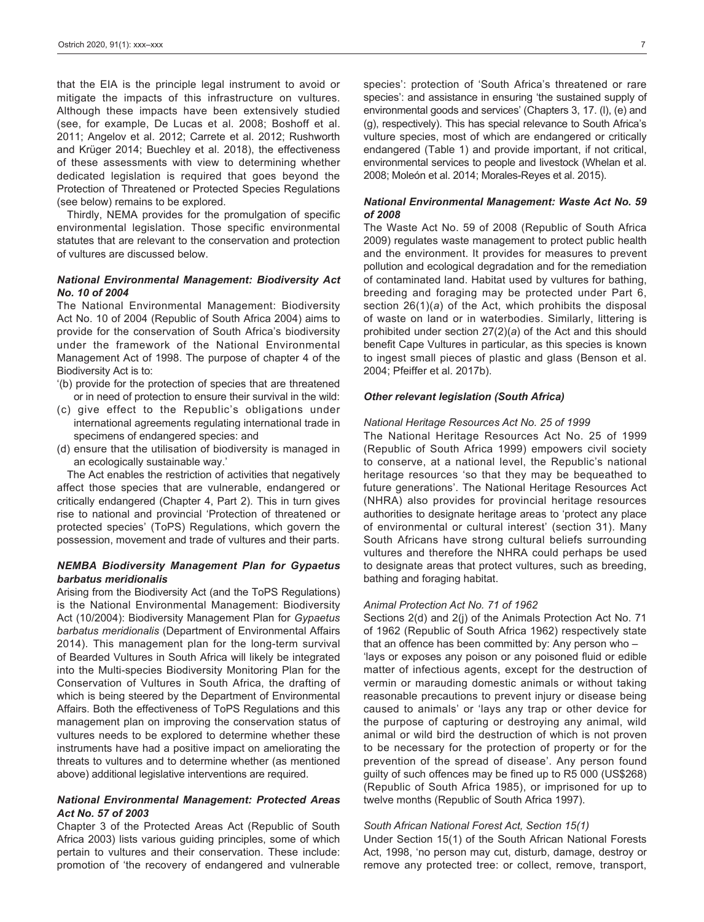that the EIA is the principle legal instrument to avoid or mitigate the impacts of this infrastructure on vultures. Although these impacts have been extensively studied (see, for example, De Lucas et al. 2008; Boshoff et al. 2011; Angelov et al. 2012; Carrete et al. 2012; Rushworth and Krüger 2014; Buechley et al. 2018), the effectiveness of these assessments with view to determining whether dedicated legislation is required that goes beyond the Protection of Threatened or Protected Species Regulations (see below) remains to be explored.

Thirdly, NEMA provides for the promulgation of specific environmental legislation. Those specific environmental statutes that are relevant to the conservation and protection of vultures are discussed below.

### *National Environmental Management: Biodiversity Act No. 10 of 2004*

The National Environmental Management: Biodiversity Act No. 10 of 2004 (Republic of South Africa 2004) aims to provide for the conservation of South Africa's biodiversity under the framework of the National Environmental Management Act of 1998. The purpose of chapter 4 of the Biodiversity Act is to:

'(b) provide for the protection of species that are threatened or in need of protection to ensure their survival in the wild:
(c) give effect to the Republic's obligations under international agreements regulating international trade in specimens of endangered species: and
(d) ensure that the utilisation of biodiversity is managed in an ecologically sustainable way.'

The Act enables the restriction of activities that negatively affect those species that are vulnerable, endangered or critically endangered (Chapter 4, Part 2). This in turn gives rise to national and provincial 'Protection of threatened or protected species' (ToPS) Regulations, which govern the possession, movement and trade of vultures and their parts.

### *NEMBA Biodiversity Management Plan for Gypaetus barbatus meridionalis*

Arising from the Biodiversity Act (and the ToPS Regulations) is the National Environmental Management: Biodiversity Act (10/2004): Biodiversity Management Plan for *Gypaetus barbatus meridionalis* (Department of Environmental Affairs 2014). This management plan for the long-term survival of Bearded Vultures in South Africa will likely be integrated into the Multi-species Biodiversity Monitoring Plan for the Conservation of Vultures in South Africa, the drafting of which is being steered by the Department of Environmental Affairs. Both the effectiveness of ToPS Regulations and this management plan on improving the conservation status of vultures needs to be explored to determine whether these instruments have had a positive impact on ameliorating the threats to vultures and to determine whether (as mentioned above) additional legislative interventions are required.

### *National Environmental Management: Protected Areas Act No. 57 of 2003*

Chapter 3 of the Protected Areas Act (Republic of South Africa 2003) lists various guiding principles, some of which pertain to vultures and their conservation. These include: promotion of 'the recovery of endangered and vulnerable species': protection of 'South Africa's threatened or rare species': and assistance in ensuring 'the sustained supply of environmental goods and services' (Chapters 3, 17. (l), (e) and (g), respectively). This has special relevance to South Africa's vulture species, most of which are endangered or critically endangered (Table 1) and provide important, if not critical, environmental services to people and livestock (Whelan et al. 2008; Moleón et al. 2014; Morales-Reyes et al. 2015).

### *National Environmental Management: Waste Act No. 59 of 2008*

The Waste Act No. 59 of 2008 (Republic of South Africa 2009) regulates waste management to protect public health and the environment. It provides for measures to prevent pollution and ecological degradation and for the remediation of contaminated land. Habitat used by vultures for bathing, breeding and foraging may be protected under Part 6, section 26(1)(*a*) of the Act, which prohibits the disposal of waste on land or in waterbodies. Similarly, littering is prohibited under section 27(2)(*a*) of the Act and this should benefit Cape Vultures in particular, as this species is known to ingest small pieces of plastic and glass (Benson et al. 2004; Pfeiffer et al. 2017b).

### *Other relevant legislation (South Africa)*

#### *National Heritage Resources Act No. 25 of 1999*

The National Heritage Resources Act No. 25 of 1999 (Republic of South Africa 1999) empowers civil society to conserve, at a national level, the Republic's national heritage resources 'so that they may be bequeathed to future generations'. The National Heritage Resources Act (NHRA) also provides for provincial heritage resources authorities to designate heritage areas to 'protect any place of environmental or cultural interest' (section 31). Many South Africans have strong cultural beliefs surrounding vultures and therefore the NHRA could perhaps be used to designate areas that protect vultures, such as breeding, bathing and foraging habitat.

#### *Animal Protection Act No. 71 of 1962*

Sections 2(d) and 2(j) of the Animals Protection Act No. 71 of 1962 (Republic of South Africa 1962) respectively state that an offence has been committed by: Any person who – 'lays or exposes any poison or any poisoned fluid or edible matter of infectious agents, except for the destruction of vermin or marauding domestic animals or without taking reasonable precautions to prevent injury or disease being caused to animals' or 'lays any trap or other device for the purpose of capturing or destroying any animal, wild animal or wild bird the destruction of which is not proven to be necessary for the protection of property or for the prevention of the spread of disease'. Any person found guilty of such offences may be fined up to R5 000 (US$268) (Republic of South Africa 1985), or imprisoned for up to twelve months (Republic of South Africa 1997).

#### *South African National Forest Act, Section 15(1)*

Under Section 15(1) of the South African National Forests Act, 1998, 'no person may cut, disturb, damage, destroy or remove any protected tree: or collect, remove, transport,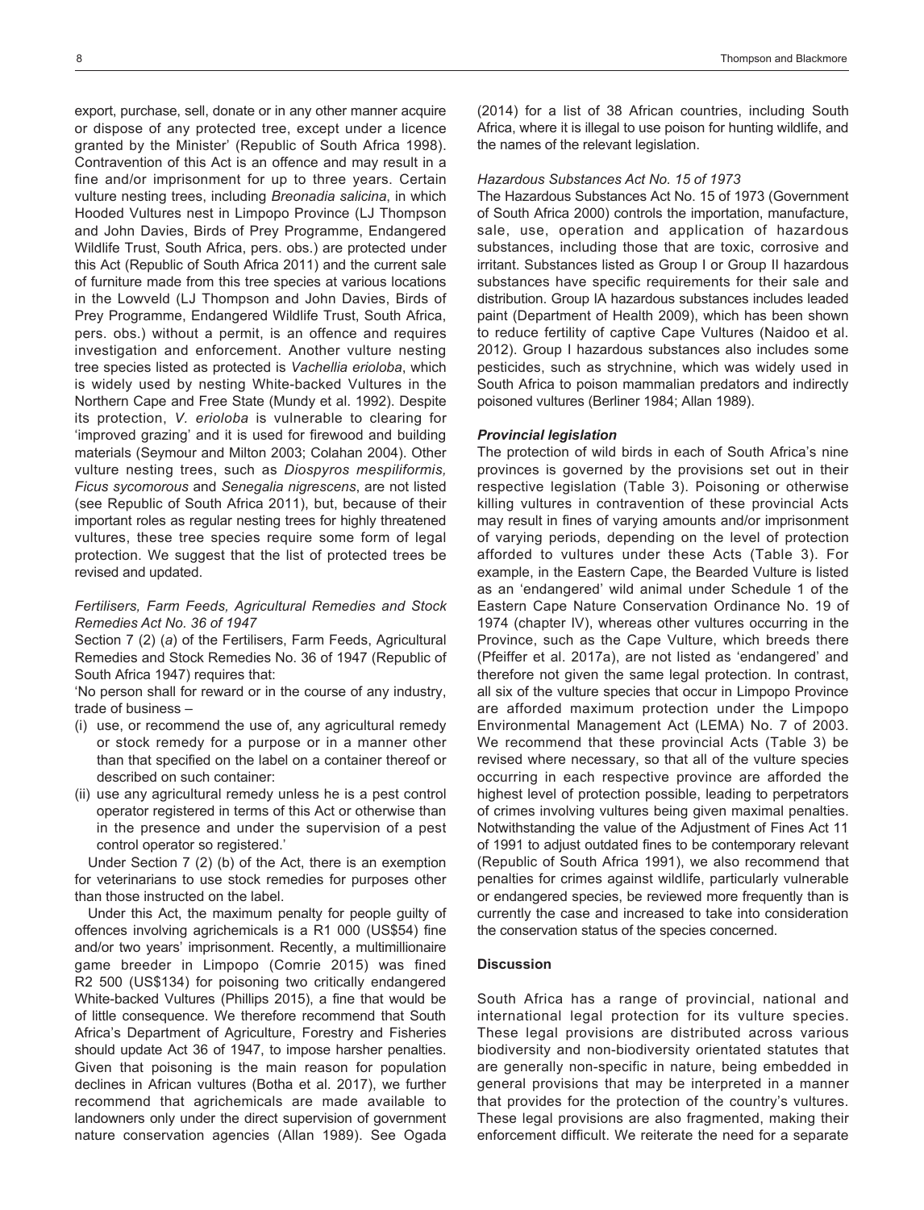export, purchase, sell, donate or in any other manner acquire or dispose of any protected tree, except under a licence granted by the Minister' (Republic of South Africa 1998). Contravention of this Act is an offence and may result in a fine and/or imprisonment for up to three years. Certain vulture nesting trees, including *Breonadia salicina*, in which Hooded Vultures nest in Limpopo Province (LJ Thompson and John Davies, Birds of Prey Programme, Endangered Wildlife Trust, South Africa, pers. obs.) are protected under this Act (Republic of South Africa 2011) and the current sale of furniture made from this tree species at various locations in the Lowveld (LJ Thompson and John Davies, Birds of Prey Programme, Endangered Wildlife Trust, South Africa, pers. obs.) without a permit, is an offence and requires investigation and enforcement. Another vulture nesting tree species listed as protected is *Vachellia erioloba*, which is widely used by nesting White-backed Vultures in the Northern Cape and Free State (Mundy et al. 1992). Despite its protection, *V. erioloba* is vulnerable to clearing for 'improved grazing' and it is used for firewood and building materials (Seymour and Milton 2003; Colahan 2004). Other vulture nesting trees, such as *Diospyros mespiliformis, Ficus sycomorous* and *Senegalia nigrescens*, are not listed (see Republic of South Africa 2011), but, because of their important roles as regular nesting trees for highly threatened vultures, these tree species require some form of legal protection. We suggest that the list of protected trees be revised and updated.

#### *Fertilisers, Farm Feeds, Agricultural Remedies and Stock Remedies Act No. 36 of 1947*

Section 7 (2) (*a*) of the Fertilisers, Farm Feeds, Agricultural Remedies and Stock Remedies No. 36 of 1947 (Republic of South Africa 1947) requires that:

'No person shall for reward or in the course of any industry, trade of business –

(i) use, or recommend the use of, any agricultural remedy or stock remedy for a purpose or in a manner other than that specified on the label on a container thereof or described on such container:
(ii) use any agricultural remedy unless he is a pest control operator registered in terms of this Act or otherwise than in the presence and under the supervision of a pest control operator so registered.'

Under Section 7 (2) (b) of the Act, there is an exemption for veterinarians to use stock remedies for purposes other than those instructed on the label.

Under this Act, the maximum penalty for people guilty of offences involving agrichemicals is a R1 000 (US$54) fine and/or two years' imprisonment. Recently, a multimillionaire game breeder in Limpopo (Comrie 2015) was fined R2 500 (US$134) for poisoning two critically endangered White-backed Vultures (Phillips 2015), a fine that would be of little consequence. We therefore recommend that South Africa's Department of Agriculture, Forestry and Fisheries should update Act 36 of 1947, to impose harsher penalties. Given that poisoning is the main reason for population declines in African vultures (Botha et al. 2017), we further recommend that agrichemicals are made available to landowners only under the direct supervision of government nature conservation agencies (Allan 1989). See Ogada (2014) for a list of 38 African countries, including South Africa, where it is illegal to use poison for hunting wildlife, and the names of the relevant legislation.

#### *Hazardous Substances Act No. 15 of 1973*

The Hazardous Substances Act No. 15 of 1973 (Government of South Africa 2000) controls the importation, manufacture, sale, use, operation and application of hazardous substances, including those that are toxic, corrosive and irritant. Substances listed as Group I or Group II hazardous substances have specific requirements for their sale and distribution. Group IA hazardous substances includes leaded paint (Department of Health 2009), which has been shown to reduce fertility of captive Cape Vultures (Naidoo et al. 2012). Group I hazardous substances also includes some pesticides, such as strychnine, which was widely used in South Africa to poison mammalian predators and indirectly poisoned vultures (Berliner 1984; Allan 1989).

### *Provincial legislation*

The protection of wild birds in each of South Africa's nine provinces is governed by the provisions set out in their respective legislation (Table 3). Poisoning or otherwise killing vultures in contravention of these provincial Acts may result in fines of varying amounts and/or imprisonment of varying periods, depending on the level of protection afforded to vultures under these Acts (Table 3). For example, in the Eastern Cape, the Bearded Vulture is listed as an 'endangered' wild animal under Schedule 1 of the Eastern Cape Nature Conservation Ordinance No. 19 of 1974 (chapter IV), whereas other vultures occurring in the Province, such as the Cape Vulture, which breeds there (Pfeiffer et al. 2017a), are not listed as 'endangered' and therefore not given the same legal protection. In contrast, all six of the vulture species that occur in Limpopo Province are afforded maximum protection under the Limpopo Environmental Management Act (LEMA) No. 7 of 2003. We recommend that these provincial Acts (Table 3) be revised where necessary, so that all of the vulture species occurring in each respective province are afforded the highest level of protection possible, leading to perpetrators of crimes involving vultures being given maximal penalties. Notwithstanding the value of the Adjustment of Fines Act 11 of 1991 to adjust outdated fines to be contemporary relevant (Republic of South Africa 1991), we also recommend that penalties for crimes against wildlife, particularly vulnerable or endangered species, be reviewed more frequently than is currently the case and increased to take into consideration the conservation status of the species concerned.

## Discussion

South Africa has a range of provincial, national and international legal protection for its vulture species. These legal provisions are distributed across various biodiversity and non-biodiversity orientated statutes that are generally non-specific in nature, being embedded in general provisions that may be interpreted in a manner that provides for the protection of the country's vultures. These legal provisions are also fragmented, making their enforcement difficult. We reiterate the need for a separate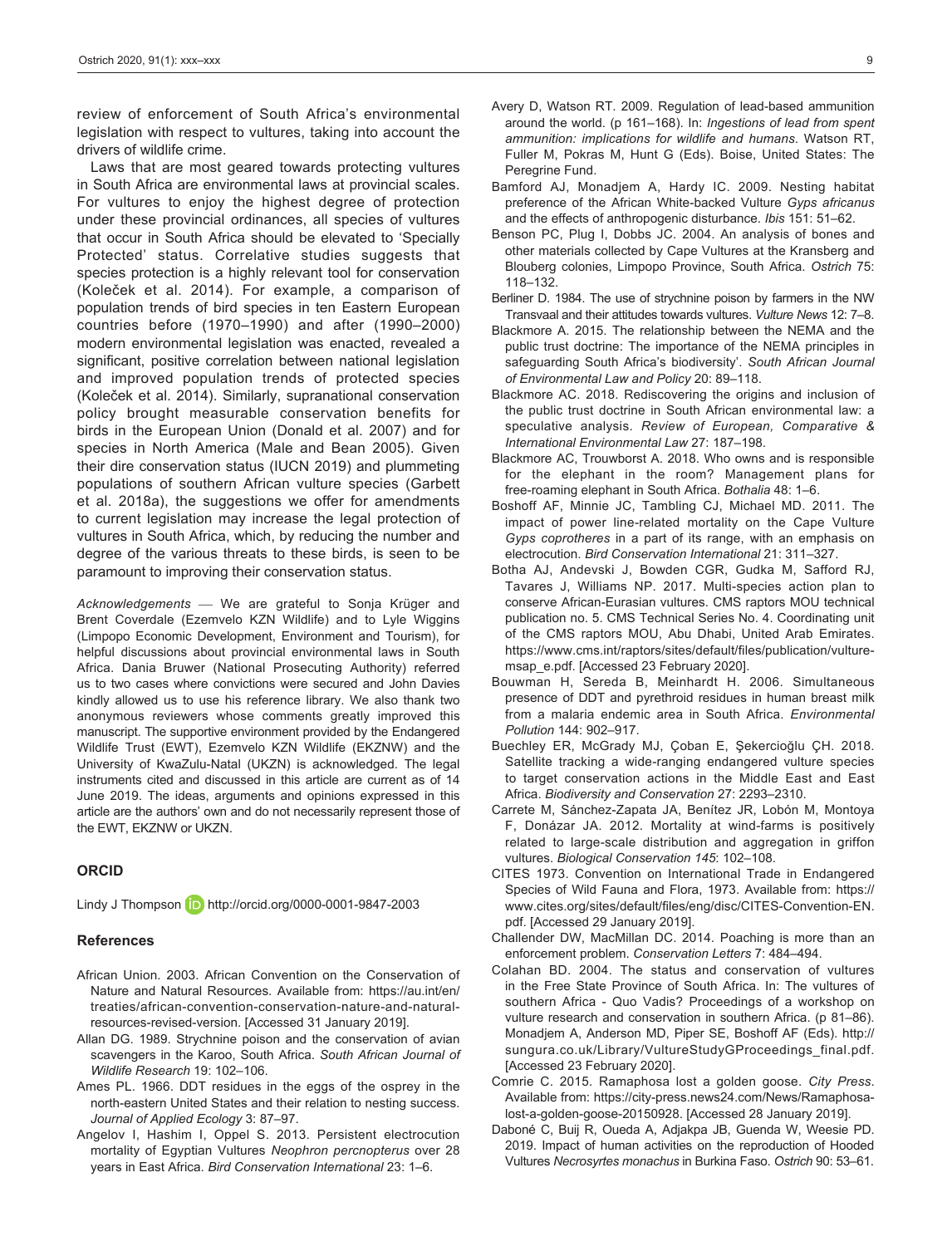review of enforcement of South Africa's environmental legislation with respect to vultures, taking into account the drivers of wildlife crime.

Laws that are most geared towards protecting vultures in South Africa are environmental laws at provincial scales. For vultures to enjoy the highest degree of protection under these provincial ordinances, all species of vultures that occur in South Africa should be elevated to 'Specially Protected' status. Correlative studies suggests that species protection is a highly relevant tool for conservation (Koleček et al. 2014). For example, a comparison of population trends of bird species in ten Eastern European countries before (1970–1990) and after (1990–2000) modern environmental legislation was enacted, revealed a significant, positive correlation between national legislation and improved population trends of protected species (Koleček et al. 2014). Similarly, supranational conservation policy brought measurable conservation benefits for birds in the European Union (Donald et al. 2007) and for species in North America (Male and Bean 2005). Given their dire conservation status (IUCN 2019) and plummeting populations of southern African vulture species (Garbett et al. 2018a), the suggestions we offer for amendments to current legislation may increase the legal protection of vultures in South Africa, which, by reducing the number and degree of the various threats to these birds, is seen to be paramount to improving their conservation status.

*Acknowledgements* — We are grateful to Sonja Krüger and Brent Coverdale (Ezemvelo KZN Wildlife) and to Lyle Wiggins (Limpopo Economic Development, Environment and Tourism), for helpful discussions about provincial environmental laws in South Africa. Dania Bruwer (National Prosecuting Authority) referred us to two cases where convictions were secured and John Davies kindly allowed us to use his reference library. We also thank two anonymous reviewers whose comments greatly improved this manuscript. The supportive environment provided by the Endangered Wildlife Trust (EWT), Ezemvelo KZN Wildlife (EKZNW) and the University of KwaZulu-Natal (UKZN) is acknowledged. The legal instruments cited and discussed in this article are current as of 14 June 2019. The ideas, arguments and opinions expressed in this article are the authors' own and do not necessarily represent those of the EWT, EKZNW or UKZN.

## ORCID

Lindy J Thompson http://orcid.org/0000-0001-9847-2003

## References

African Union. 2003. African Convention on the Conservation of Nature and Natural Resources. Available from: https://au.int/en/treaties/african-convention-conservation-nature-and-natural-resources-revised-version. [Accessed 31 January 2019].

Allan DG. 1989. Strychnine poison and the conservation of avian scavengers in the Karoo, South Africa. *South African Journal of Wildlife Research* 19: 102–106.

Ames PL. 1966. DDT residues in the eggs of the osprey in the north-eastern United States and their relation to nesting success. *Journal of Applied Ecology* 3: 87–97.

Angelov I, Hashim I, Oppel S. 2013. Persistent electrocution mortality of Egyptian Vultures *Neophron percnopterus* over 28 years in East Africa. *Bird Conservation International* 23: 1–6.

Avery D, Watson RT. 2009. Regulation of lead-based ammunition around the world. (p 161–168). In: *Ingestions of lead from spent ammunition: implications for wildlife and humans*. Watson RT, Fuller M, Pokras M, Hunt G (Eds). Boise, United States: The Peregrine Fund.

Bamford AJ, Monadjem A, Hardy IC. 2009. Nesting habitat preference of the African White-backed Vulture *Gyps africanus* and the effects of anthropogenic disturbance. *Ibis* 151: 51–62.

Benson PC, Plug I, Dobbs JC. 2004. An analysis of bones and other materials collected by Cape Vultures at the Kransberg and Blouberg colonies, Limpopo Province, South Africa. *Ostrich* 75: 118–132.

Berliner D. 1984. The use of strychnine poison by farmers in the NW Transvaal and their attitudes towards vultures. *Vulture News* 12: 7–8.

Blackmore A. 2015. The relationship between the NEMA and the public trust doctrine: The importance of the NEMA principles in safeguarding South Africa's biodiversity'. *South African Journal of Environmental Law and Policy* 20: 89–118.

Blackmore AC. 2018. Rediscovering the origins and inclusion of the public trust doctrine in South African environmental law: a speculative analysis. *Review of European, Comparative & International Environmental Law* 27: 187–198.

Blackmore AC, Trouwborst A. 2018. Who owns and is responsible for the elephant in the room? Management plans for free-roaming elephant in South Africa. *Bothalia* 48: 1–6.

Boshoff AF, Minnie JC, Tambling CJ, Michael MD. 2011. The impact of power line-related mortality on the Cape Vulture *Gyps coprotheres* in a part of its range, with an emphasis on electrocution. *Bird Conservation International* 21: 311–327.

Botha AJ, Andevski J, Bowden CGR, Gudka M, Safford RJ, Tavares J, Williams NP. 2017. Multi-species action plan to conserve African-Eurasian vultures. CMS raptors MOU technical publication no. 5. CMS Technical Series No. 4. Coordinating unit of the CMS raptors MOU, Abu Dhabi, United Arab Emirates. https://www.cms.int/raptors/sites/default/files/publication/vulture-msap_e.pdf. [Accessed 23 February 2020].

Bouwman H, Sereda B, Meinhardt H. 2006. Simultaneous presence of DDT and pyrethroid residues in human breast milk from a malaria endemic area in South Africa. *Environmental Pollution* 144: 902–917.

Buechley ER, McGrady MJ, Çoban E, Şekercioğlu ÇH. 2018. Satellite tracking a wide-ranging endangered vulture species to target conservation actions in the Middle East and East Africa. *Biodiversity and Conservation* 27: 2293–2310.

Carrete M, Sánchez-Zapata JA, Benítez JR, Lobón M, Montoya F, Donázar JA. 2012. Mortality at wind-farms is positively related to large-scale distribution and aggregation in griffon vultures. *Biological Conservation 145*: 102–108.

CITES 1973. Convention on International Trade in Endangered Species of Wild Fauna and Flora, 1973. Available from: https://www.cites.org/sites/default/files/eng/disc/CITES-Convention-EN.pdf. [Accessed 29 January 2019].

Challender DW, MacMillan DC. 2014. Poaching is more than an enforcement problem. *Conservation Letters* 7: 484–494.

Colahan BD. 2004. The status and conservation of vultures in the Free State Province of South Africa. In: The vultures of southern Africa - Quo Vadis? Proceedings of a workshop on vulture research and conservation in southern Africa. (p 81–86). Monadjem A, Anderson MD, Piper SE, Boshoff AF (Eds). http://sungura.co.uk/Library/VultureStudyGProceedings_final.pdf. [Accessed 23 February 2020].

Comrie C. 2015. Ramaphosa lost a golden goose. *City Press*. Available from: https://city-press.news24.com/News/Ramaphosa-lost-a-golden-goose-20150928. [Accessed 28 January 2019].

Daboné C, Buij R, Oueda A, Adjakpa JB, Guenda W, Weesie PD. 2019. Impact of human activities on the reproduction of Hooded Vultures *Necrosyrtes monachus* in Burkina Faso. *Ostrich* 90: 53–61.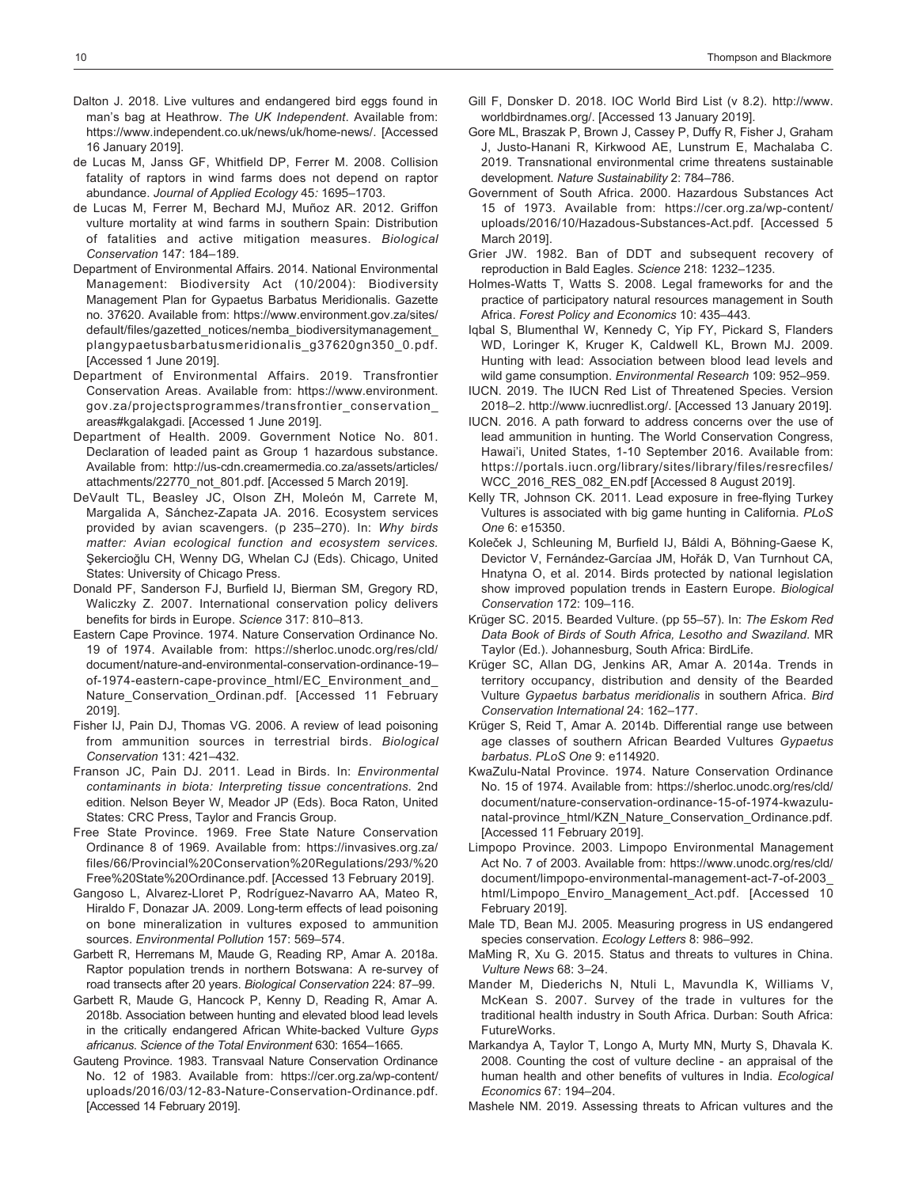Dalton J. 2018. Live vultures and endangered bird eggs found in man's bag at Heathrow. *The UK Independent*. Available from: https://www.independent.co.uk/news/uk/home-news/. [Accessed 16 January 2019].

de Lucas M, Janss GF, Whitfield DP, Ferrer M. 2008. Collision fatality of raptors in wind farms does not depend on raptor abundance. *Journal of Applied Ecology* 45*:* 1695–1703.

de Lucas M, Ferrer M, Bechard MJ, Muñoz AR. 2012. Griffon vulture mortality at wind farms in southern Spain: Distribution of fatalities and active mitigation measures. *Biological Conservation* 147: 184–189.

Department of Environmental Affairs. 2014. National Environmental Management: Biodiversity Act (10/2004): Biodiversity Management Plan for Gypaetus Barbatus Meridionalis. Gazette no. 37620. Available from: https://www.environment.gov.za/sites/default/files/gazetted_notices/nemba_biodiversitymanagement_plangypaetusbarbatusmeridionalis_g37620gn350_0.pdf. [Accessed 1 June 2019].

Department of Environmental Affairs. 2019. Transfrontier Conservation Areas. Available from: https://www.environment.gov.za/projectsprogrammes/transfrontier_conservation_areas#kgalakgadi. [Accessed 1 June 2019].

Department of Health. 2009. Government Notice No. 801. Declaration of leaded paint as Group 1 hazardous substance. Available from: http://us-cdn.creamermedia.co.za/assets/articles/attachments/22770_not_801.pdf. [Accessed 5 March 2019].

DeVault TL, Beasley JC, Olson ZH, Moleón M, Carrete M, Margalida A, Sánchez-Zapata JA. 2016. Ecosystem services provided by avian scavengers. (p 235–270). In: *Why birds matter: Avian ecological function and ecosystem services.* Şekercioğlu CH, Wenny DG, Whelan CJ (Eds). Chicago, United States: University of Chicago Press.

Donald PF, Sanderson FJ, Burfield IJ, Bierman SM, Gregory RD, Waliczky Z. 2007. International conservation policy delivers benefits for birds in Europe. *Science* 317: 810–813.

Eastern Cape Province. 1974. Nature Conservation Ordinance No. 19 of 1974. Available from: https://sherloc.unodc.org/res/cld/document/nature-and-environmental-conservation-ordinance-19–of-1974-eastern-cape-province_html/EC_Environment_and_Nature_Conservation_Ordinan.pdf. [Accessed 11 February 2019].

Fisher IJ, Pain DJ, Thomas VG. 2006. A review of lead poisoning from ammunition sources in terrestrial birds. *Biological Conservation* 131: 421–432.

Franson JC, Pain DJ. 2011. Lead in Birds. In: *Environmental contaminants in biota: Interpreting tissue concentrations.* 2nd edition. Nelson Beyer W, Meador JP (Eds). Boca Raton, United States: CRC Press, Taylor and Francis Group.

Free State Province. 1969. Free State Nature Conservation Ordinance 8 of 1969. Available from: https://invasives.org.za/files/66/Provincial%20Conservation%20Regulations/293/%20Free%20State%20Ordinance.pdf. [Accessed 13 February 2019].

Gangoso L, Alvarez-Lloret P, Rodríguez-Navarro AA, Mateo R, Hiraldo F, Donazar JA. 2009. Long-term effects of lead poisoning on bone mineralization in vultures exposed to ammunition sources. *Environmental Pollution* 157: 569–574.

Garbett R, Herremans M, Maude G, Reading RP, Amar A. 2018a. Raptor population trends in northern Botswana: A re-survey of road transects after 20 years. *Biological Conservation* 224: 87–99.

Garbett R, Maude G, Hancock P, Kenny D, Reading R, Amar A. 2018b. Association between hunting and elevated blood lead levels in the critically endangered African White-backed Vulture *Gyps africanus. Science of the Total Environment* 630: 1654–1665.

Gauteng Province. 1983. Transvaal Nature Conservation Ordinance No. 12 of 1983. Available from: https://cer.org.za/wp-content/uploads/2016/03/12-83-Nature-Conservation-Ordinance.pdf. [Accessed 14 February 2019].

Gill F, Donsker D. 2018. IOC World Bird List (v 8.2). http://www.worldbirdnames.org/. [Accessed 13 January 2019].

Gore ML, Braszak P, Brown J, Cassey P, Duffy R, Fisher J, Graham J, Justo-Hanani R, Kirkwood AE, Lunstrum E, Machalaba C. 2019. Transnational environmental crime threatens sustainable development. *Nature Sustainability* 2: 784–786.

Government of South Africa. 2000. Hazardous Substances Act 15 of 1973. Available from: https://cer.org.za/wp-content/uploads/2016/10/Hazadous-Substances-Act.pdf. [Accessed 5 March 2019].

Grier JW. 1982. Ban of DDT and subsequent recovery of reproduction in Bald Eagles. *Science* 218: 1232–1235.

Holmes-Watts T, Watts S. 2008. Legal frameworks for and the practice of participatory natural resources management in South Africa. *Forest Policy and Economics* 10: 435–443.

Iqbal S, Blumenthal W, Kennedy C, Yip FY, Pickard S, Flanders WD, Loringer K, Kruger K, Caldwell KL, Brown MJ. 2009. Hunting with lead: Association between blood lead levels and wild game consumption. *Environmental Research* 109: 952–959.

IUCN. 2019. The IUCN Red List of Threatened Species. Version 2018–2. http://www.iucnredlist.org/. [Accessed 13 January 2019].

IUCN. 2016. A path forward to address concerns over the use of lead ammunition in hunting. The World Conservation Congress, Hawai'i, United States, 1-10 September 2016. Available from: https://portals.iucn.org/library/sites/library/files/resrecfiles/WCC_2016_RES_082_EN.pdf [Accessed 8 August 2019].

Kelly TR, Johnson CK. 2011. Lead exposure in free-flying Turkey Vultures is associated with big game hunting in California. *PLoS One* 6: e15350.

Koleček J, Schleuning M, Burfield IJ, Báldi A, Böhning-Gaese K, Devictor V, Fernández-Garcíaa JM, Hořák D, Van Turnhout CA, Hnatyna O, et al. 2014. Birds protected by national legislation show improved population trends in Eastern Europe. *Biological Conservation* 172: 109–116.

Krüger SC. 2015. Bearded Vulture. (pp 55–57). In: *The Eskom Red Data Book of Birds of South Africa, Lesotho and Swaziland*. MR Taylor (Ed.). Johannesburg, South Africa: BirdLife.

Krüger SC, Allan DG, Jenkins AR, Amar A. 2014a. Trends in territory occupancy, distribution and density of the Bearded Vulture *Gypaetus barbatus meridionalis* in southern Africa. *Bird Conservation International* 24: 162–177.

Krüger S, Reid T, Amar A. 2014b. Differential range use between age classes of southern African Bearded Vultures *Gypaetus barbatus*. *PLoS One* 9: e114920.

KwaZulu-Natal Province. 1974. Nature Conservation Ordinance No. 15 of 1974. Available from: https://sherloc.unodc.org/res/cld/document/nature-conservation-ordinance-15-of-1974-kwazulu-natal-province_html/KZN_Nature_Conservation_Ordinance.pdf. [Accessed 11 February 2019].

Limpopo Province. 2003. Limpopo Environmental Management Act No. 7 of 2003. Available from: https://www.unodc.org/res/cld/document/limpopo-environmental-management-act-7-of-2003_html/Limpopo_Enviro_Management_Act.pdf. [Accessed 10 February 2019].

Male TD, Bean MJ. 2005. Measuring progress in US endangered species conservation. *Ecology Letters* 8: 986–992.

MaMing R, Xu G. 2015. Status and threats to vultures in China. *Vulture News* 68: 3–24.

Mander M, Diederichs N, Ntuli L, Mavundla K, Williams V, McKean S. 2007. Survey of the trade in vultures for the traditional health industry in South Africa. Durban: South Africa: FutureWorks.

Markandya A, Taylor T, Longo A, Murty MN, Murty S, Dhavala K. 2008. Counting the cost of vulture decline - an appraisal of the human health and other benefits of vultures in India. *Ecological Economics* 67: 194–204.

Mashele NM. 2019. Assessing threats to African vultures and the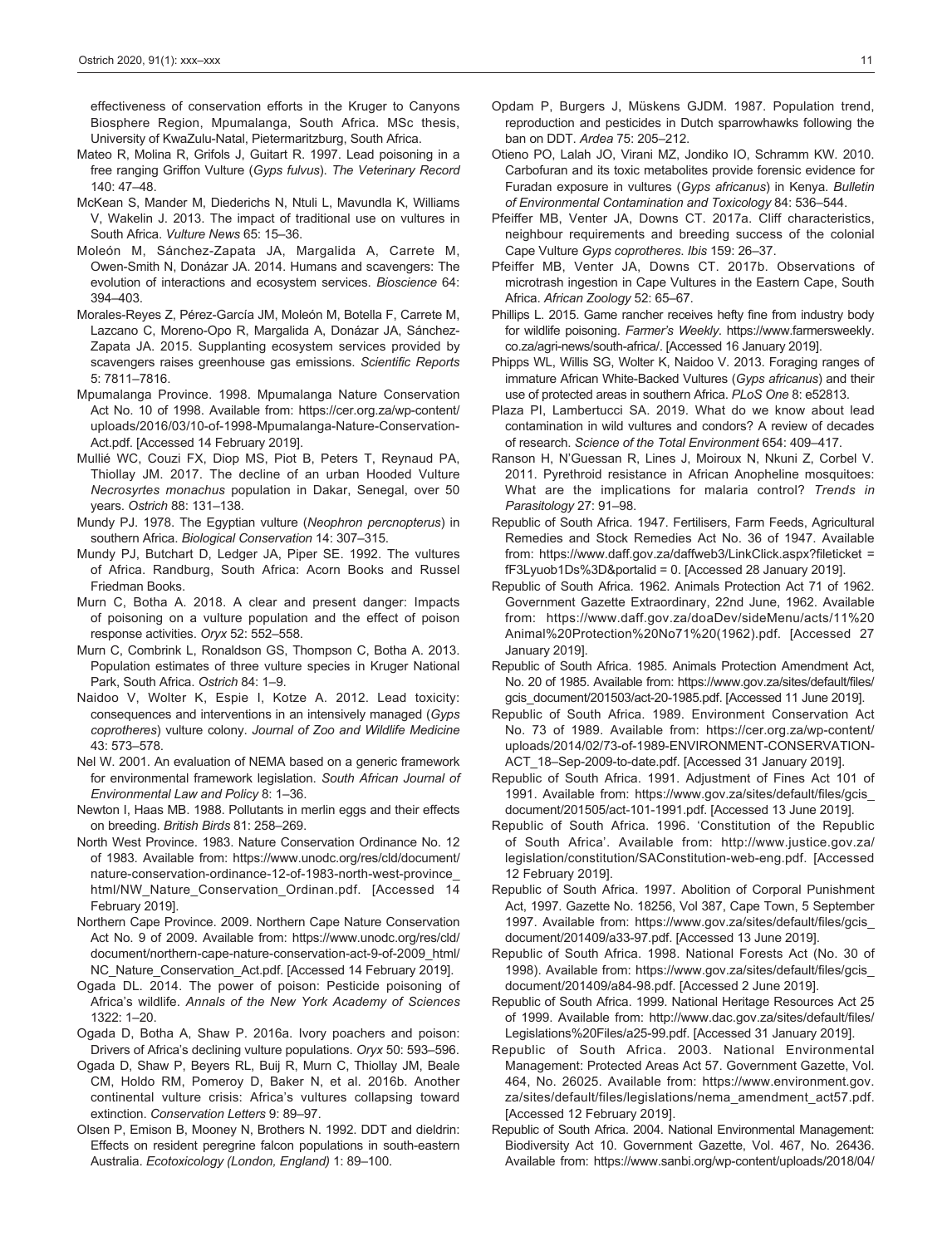effectiveness of conservation efforts in the Kruger to Canyons Biosphere Region, Mpumalanga, South Africa. MSc thesis, University of KwaZulu-Natal, Pietermaritzburg, South Africa.

Mateo R, Molina R, Grifols J, Guitart R. 1997. Lead poisoning in a free ranging Griffon Vulture (*Gyps fulvus*). *The Veterinary Record* 140: 47–48.

McKean S, Mander M, Diederichs N, Ntuli L, Mavundla K, Williams V, Wakelin J. 2013. The impact of traditional use on vultures in South Africa. *Vulture News* 65: 15–36.

Moleón M, Sánchez-Zapata JA, Margalida A, Carrete M, Owen-Smith N, Donázar JA. 2014. Humans and scavengers: The evolution of interactions and ecosystem services. *Bioscience* 64: 394–403.

Morales-Reyes Z, Pérez-García JM, Moleón M, Botella F, Carrete M, Lazcano C, Moreno-Opo R, Margalida A, Donázar JA, Sánchez-Zapata JA. 2015. Supplanting ecosystem services provided by scavengers raises greenhouse gas emissions. *Scientific Reports* 5: 7811–7816.

Mpumalanga Province. 1998. Mpumalanga Nature Conservation Act No. 10 of 1998. Available from: https://cer.org.za/wp-content/uploads/2016/03/10-of-1998-Mpumalanga-Nature-Conservation-Act.pdf. [Accessed 14 February 2019].

Mullié WC, Couzi FX, Diop MS, Piot B, Peters T, Reynaud PA, Thiollay JM. 2017. The decline of an urban Hooded Vulture *Necrosyrtes monachus* population in Dakar, Senegal, over 50 years. *Ostrich* 88: 131–138.

Mundy PJ. 1978. The Egyptian vulture (*Neophron percnopterus*) in southern Africa. *Biological Conservation* 14: 307–315.

Mundy PJ, Butchart D, Ledger JA, Piper SE. 1992. The vultures of Africa. Randburg, South Africa: Acorn Books and Russel Friedman Books.

Murn C, Botha A. 2018. A clear and present danger: Impacts of poisoning on a vulture population and the effect of poison response activities. *Oryx* 52: 552–558.

Murn C, Combrink L, Ronaldson GS, Thompson C, Botha A. 2013. Population estimates of three vulture species in Kruger National Park, South Africa. *Ostrich* 84: 1–9.

Naidoo V, Wolter K, Espie I, Kotze A. 2012. Lead toxicity: consequences and interventions in an intensively managed (*Gyps coprotheres*) vulture colony. *Journal of Zoo and Wildlife Medicine* 43: 573–578.

Nel W. 2001. An evaluation of NEMA based on a generic framework for environmental framework legislation. *South African Journal of Environmental Law and Policy* 8: 1–36.

Newton I, Haas MB. 1988. Pollutants in merlin eggs and their effects on breeding. *British Birds* 81: 258–269.

North West Province. 1983. Nature Conservation Ordinance No. 12 of 1983. Available from: https://www.unodc.org/res/cld/document/nature-conservation-ordinance-12-of-1983-north-west-province_html/NW_Nature_Conservation_Ordinan.pdf. [Accessed 14 February 2019].

Northern Cape Province. 2009. Northern Cape Nature Conservation Act No. 9 of 2009. Available from: https://www.unodc.org/res/cld/document/northern-cape-nature-conservation-act-9-of-2009_html/NC_Nature_Conservation_Act.pdf. [Accessed 14 February 2019].

Ogada DL. 2014. The power of poison: Pesticide poisoning of Africa's wildlife. *Annals of the New York Academy of Sciences* 1322: 1–20.

Ogada D, Botha A, Shaw P. 2016a. Ivory poachers and poison: Drivers of Africa's declining vulture populations. *Oryx* 50: 593–596.

Ogada D, Shaw P, Beyers RL, Buij R, Murn C, Thiollay JM, Beale CM, Holdo RM, Pomeroy D, Baker N, et al. 2016b. Another continental vulture crisis: Africa's vultures collapsing toward extinction. *Conservation Letters* 9: 89–97.

Olsen P, Emison B, Mooney N, Brothers N. 1992. DDT and dieldrin: Effects on resident peregrine falcon populations in south-eastern Australia. *Ecotoxicology (London, England)* 1: 89–100.

Opdam P, Burgers J, Müskens GJDM. 1987. Population trend, reproduction and pesticides in Dutch sparrowhawks following the ban on DDT. *Ardea* 75: 205–212.

Otieno PO, Lalah JO, Virani MZ, Jondiko IO, Schramm KW. 2010. Carbofuran and its toxic metabolites provide forensic evidence for Furadan exposure in vultures (*Gyps africanus*) in Kenya. *Bulletin of Environmental Contamination and Toxicology* 84: 536–544.

Pfeiffer MB, Venter JA, Downs CT. 2017a. Cliff characteristics, neighbour requirements and breeding success of the colonial Cape Vulture *Gyps coprotheres*. *Ibis* 159: 26–37.

Pfeiffer MB, Venter JA, Downs CT. 2017b. Observations of microtrash ingestion in Cape Vultures in the Eastern Cape, South Africa. *African Zoology* 52: 65–67.

Phillips L. 2015. Game rancher receives hefty fine from industry body for wildlife poisoning. *Farmer's Weekly*. https://www.farmersweekly.co.za/agri-news/south-africa/. [Accessed 16 January 2019].

Phipps WL, Willis SG, Wolter K, Naidoo V. 2013. Foraging ranges of immature African White-Backed Vultures (*Gyps africanus*) and their use of protected areas in southern Africa. *PLoS One* 8: e52813.

Plaza PI, Lambertucci SA. 2019. What do we know about lead contamination in wild vultures and condors? A review of decades of research. *Science of the Total Environment* 654: 409–417.

Ranson H, N'Guessan R, Lines J, Moiroux N, Nkuni Z, Corbel V. 2011. Pyrethroid resistance in African Anopheline mosquitoes: What are the implications for malaria control? *Trends in Parasitology* 27: 91–98.

Republic of South Africa. 1947. Fertilisers, Farm Feeds, Agricultural Remedies and Stock Remedies Act No 36 of 1947. Available from: https://www.daff.gov.za/daffweb3/LinkClick.aspx?fileticket = fF3Lyuob1Ds%3D&portalid = 0. [Accessed 28 January 2019].

Republic of South Africa. 1962. Animals Protection Act 71 of 1962. Government Gazette Extraordinary, 22nd June, 1962. Available from: https://www.daff.gov.za/doaDev/sideMenu/acts/11%20Animal%20Protection%20No71%20(1962).pdf. [Accessed 27 January 2019].

Republic of South Africa. 1985. Animals Protection Amendment Act, No. 20 of 1985. Available from: https://www.gov.za/sites/default/files/gcis_document/201503/act-20-1985.pdf. [Accessed 11 June 2019].

Republic of South Africa. 1989. Environment Conservation Act No. 73 of 1989. Available from: https://cer.org.za/wp-content/uploads/2014/02/73-of-1989-ENVIRONMENT-CONSERVATION-ACT_18–Sep-2009-to-date.pdf. [Accessed 31 January 2019].

Republic of South Africa. 1991. Adjustment of Fines Act 101 of 1991. Available from: https://www.gov.za/sites/default/files/gcis_document/201505/act-101-1991.pdf. [Accessed 13 June 2019].

Republic of South Africa. 1996. 'Constitution of the Republic of South Africa'. Available from: http://www.justice.gov.za/legislation/constitution/SAConstitution-web-eng.pdf. [Accessed 12 February 2019].

Republic of South Africa. 1997. Abolition of Corporal Punishment Act, 1997. Gazette No. 18256, Vol 387, Cape Town, 5 September 1997. Available from: https://www.gov.za/sites/default/files/gcis_document/201409/a33-97.pdf. [Accessed 13 June 2019].

Republic of South Africa. 1998. National Forests Act (No. 30 of 1998). Available from: https://www.gov.za/sites/default/files/gcis_document/201409/a84-98.pdf. [Accessed 2 June 2019].

Republic of South Africa. 1999. National Heritage Resources Act 25 of 1999. Available from: http://www.dac.gov.za/sites/default/files/Legislations%20Files/a25-99.pdf. [Accessed 31 January 2019].

Republic of South Africa. 2003. National Environmental Management: Protected Areas Act 57. Government Gazette, Vol. 464, No. 26025. Available from: https://www.environment.gov.za/sites/default/files/legislations/nema_amendment_act57.pdf. [Accessed 12 February 2019].

Republic of South Africa. 2004. National Environmental Management: Biodiversity Act 10. Government Gazette, Vol. 467, No. 26436. Available from: https://www.sanbi.org/wp-content/uploads/2018/04/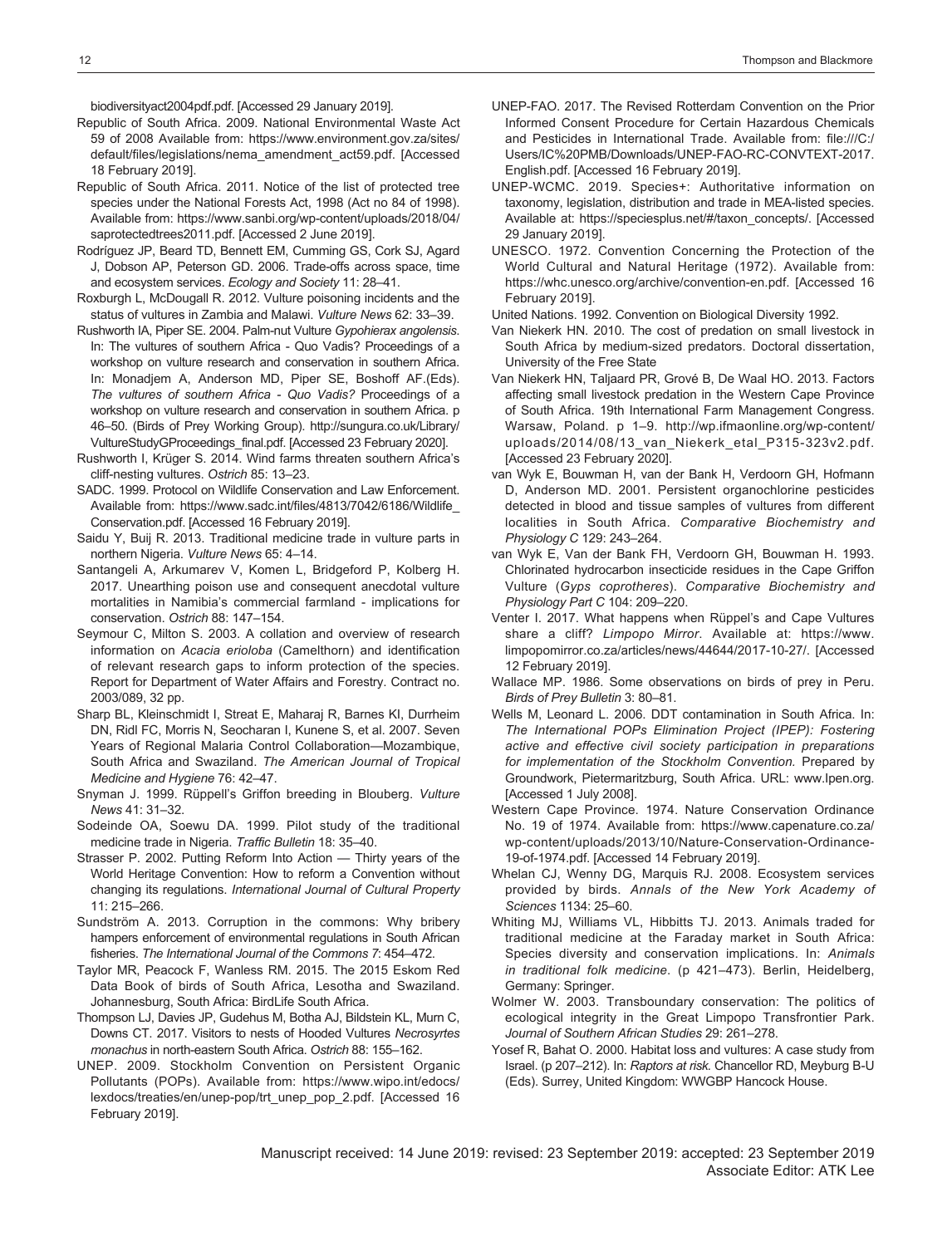biodiversityact2004pdf.pdf. [Accessed 29 January 2019].

Republic of South Africa. 2009. National Environmental Waste Act 59 of 2008 Available from: https://www.environment.gov.za/sites/default/files/legislations/nema_amendment_act59.pdf. [Accessed 18 February 2019].

Republic of South Africa. 2011. Notice of the list of protected tree species under the National Forests Act, 1998 (Act no 84 of 1998). Available from: https://www.sanbi.org/wp-content/uploads/2018/04/saprotectedtrees2011.pdf. [Accessed 2 June 2019].

Rodríguez JP, Beard TD, Bennett EM, Cumming GS, Cork SJ, Agard J, Dobson AP, Peterson GD. 2006. Trade-offs across space, time and ecosystem services. *Ecology and Society* 11: 28–41.

Roxburgh L, McDougall R. 2012. Vulture poisoning incidents and the status of vultures in Zambia and Malawi. *Vulture News* 62: 33–39.

Rushworth IA, Piper SE. 2004. Palm-nut Vulture *Gypohierax angolensis*. In: The vultures of southern Africa - Quo Vadis? Proceedings of a workshop on vulture research and conservation in southern Africa. In: Monadjem A, Anderson MD, Piper SE, Boshoff AF.(Eds). *The vultures of southern Africa - Quo Vadis?* Proceedings of a workshop on vulture research and conservation in southern Africa. p 46–50. (Birds of Prey Working Group). http://sungura.co.uk/Library/VultureStudyGProceedings_final.pdf. [Accessed 23 February 2020].

Rushworth I, Krüger S. 2014. Wind farms threaten southern Africa's cliff-nesting vultures. *Ostrich* 85: 13–23.

SADC. 1999. Protocol on Wildlife Conservation and Law Enforcement. Available from: https://www.sadc.int/files/4813/7042/6186/Wildlife_Conservation.pdf. [Accessed 16 February 2019].

Saidu Y, Buij R. 2013. Traditional medicine trade in vulture parts in northern Nigeria. *Vulture News* 65: 4–14.

Santangeli A, Arkumarev V, Komen L, Bridgeford P, Kolberg H. 2017. Unearthing poison use and consequent anecdotal vulture mortalities in Namibia's commercial farmland - implications for conservation. *Ostrich* 88: 147–154.

Seymour C, Milton S. 2003. A collation and overview of research information on *Acacia erioloba* (Camelthorn) and identification of relevant research gaps to inform protection of the species. Report for Department of Water Affairs and Forestry. Contract no. 2003/089, 32 pp.

Sharp BL, Kleinschmidt I, Streat E, Maharaj R, Barnes KI, Durrheim DN, Ridl FC, Morris N, Seocharan I, Kunene S, et al. 2007. Seven Years of Regional Malaria Control Collaboration—Mozambique, South Africa and Swaziland. *The American Journal of Tropical Medicine and Hygiene* 76: 42–47.

Snyman J. 1999. Rüppell's Griffon breeding in Blouberg. *Vulture News* 41: 31–32.

Sodeinde OA, Soewu DA. 1999. Pilot study of the traditional medicine trade in Nigeria. *Traffic Bulletin* 18: 35–40.

Strasser P. 2002. Putting Reform Into Action — Thirty years of the World Heritage Convention: How to reform a Convention without changing its regulations. *International Journal of Cultural Property* 11: 215–266.

Sundström A. 2013. Corruption in the commons: Why bribery hampers enforcement of environmental regulations in South African fisheries. *The International Journal of the Commons 7*: 454–472.

Taylor MR, Peacock F, Wanless RM. 2015. The 2015 Eskom Red Data Book of birds of South Africa, Lesotha and Swaziland. Johannesburg, South Africa: BirdLife South Africa.

Thompson LJ, Davies JP, Gudehus M, Botha AJ, Bildstein KL, Murn C, Downs CT. 2017. Visitors to nests of Hooded Vultures *Necrosyrtes monachus* in north-eastern South Africa. *Ostrich* 88: 155–162.

UNEP. 2009. Stockholm Convention on Persistent Organic Pollutants (POPs). Available from: https://www.wipo.int/edocs/lexdocs/treaties/en/unep-pop/trt_unep_pop_2.pdf. [Accessed 16 February 2019].

UNEP-FAO. 2017. The Revised Rotterdam Convention on the Prior Informed Consent Procedure for Certain Hazardous Chemicals and Pesticides in International Trade. Available from: file:///C:/Users/IC%20PMB/Downloads/UNEP-FAO-RC-CONVTEXT-2017.English.pdf. [Accessed 16 February 2019].

UNEP-WCMC. 2019. Species+: Authoritative information on taxonomy, legislation, distribution and trade in MEA-listed species. Available at: https://speciesplus.net/#/taxon_concepts/. [Accessed 29 January 2019].

UNESCO. 1972. Convention Concerning the Protection of the World Cultural and Natural Heritage (1972). Available from: https://whc.unesco.org/archive/convention-en.pdf. [Accessed 16 February 2019].

United Nations. 1992. Convention on Biological Diversity 1992.

Van Niekerk HN. 2010. The cost of predation on small livestock in South Africa by medium-sized predators. Doctoral dissertation, University of the Free State

Van Niekerk HN, Taljaard PR, Grové B, De Waal HO. 2013. Factors affecting small livestock predation in the Western Cape Province of South Africa. 19th International Farm Management Congress. Warsaw, Poland. p 1–9. http://wp.ifmaonline.org/wp-content/uploads/2014/08/13_van_Niekerk_etal_P315-323v2.pdf. [Accessed 23 February 2020].

van Wyk E, Bouwman H, van der Bank H, Verdoorn GH, Hofmann D, Anderson MD. 2001. Persistent organochlorine pesticides detected in blood and tissue samples of vultures from different localities in South Africa. *Comparative Biochemistry and Physiology C* 129: 243–264.

van Wyk E, Van der Bank FH, Verdoorn GH, Bouwman H. 1993. Chlorinated hydrocarbon insecticide residues in the Cape Griffon Vulture (*Gyps coprotheres*). *Comparative Biochemistry and Physiology Part C* 104: 209–220.

Venter I. 2017. What happens when Rüppel's and Cape Vultures share a cliff? *Limpopo Mirror*. Available at: https://www.limpopomirror.co.za/articles/news/44644/2017-10-27/. [Accessed 12 February 2019].

Wallace MP. 1986. Some observations on birds of prey in Peru. *Birds of Prey Bulletin* 3: 80–81.

Wells M, Leonard L. 2006. DDT contamination in South Africa. In: *The International POPs Elimination Project (IPEP): Fostering active and effective civil society participation in preparations for implementation of the Stockholm Convention.* Prepared by Groundwork, Pietermaritzburg, South Africa. URL: www.Ipen.org. [Accessed 1 July 2008].

Western Cape Province. 1974. Nature Conservation Ordinance No. 19 of 1974. Available from: https://www.capenature.co.za/wp-content/uploads/2013/10/Nature-Conservation-Ordinance-19-of-1974.pdf. [Accessed 14 February 2019].

Whelan CJ, Wenny DG, Marquis RJ. 2008. Ecosystem services provided by birds. *Annals of the New York Academy of Sciences* 1134: 25–60.

Whiting MJ, Williams VL, Hibbitts TJ. 2013. Animals traded for traditional medicine at the Faraday market in South Africa: Species diversity and conservation implications. In: *Animals in traditional folk medicine*. (p 421–473). Berlin, Heidelberg, Germany: Springer.

Wolmer W. 2003. Transboundary conservation: The politics of ecological integrity in the Great Limpopo Transfrontier Park. *Journal of Southern African Studies* 29: 261–278.

Yosef R, Bahat O. 2000. Habitat loss and vultures: A case study from Israel. (p 207–212). In: *Raptors at risk.* Chancellor RD, Meyburg B-U (Eds). Surrey, United Kingdom: WWGBP Hancock House.

Manuscript received: 14 June 2019: revised: 23 September 2019: accepted: 23 September 2019
Associate Editor: ATK Lee